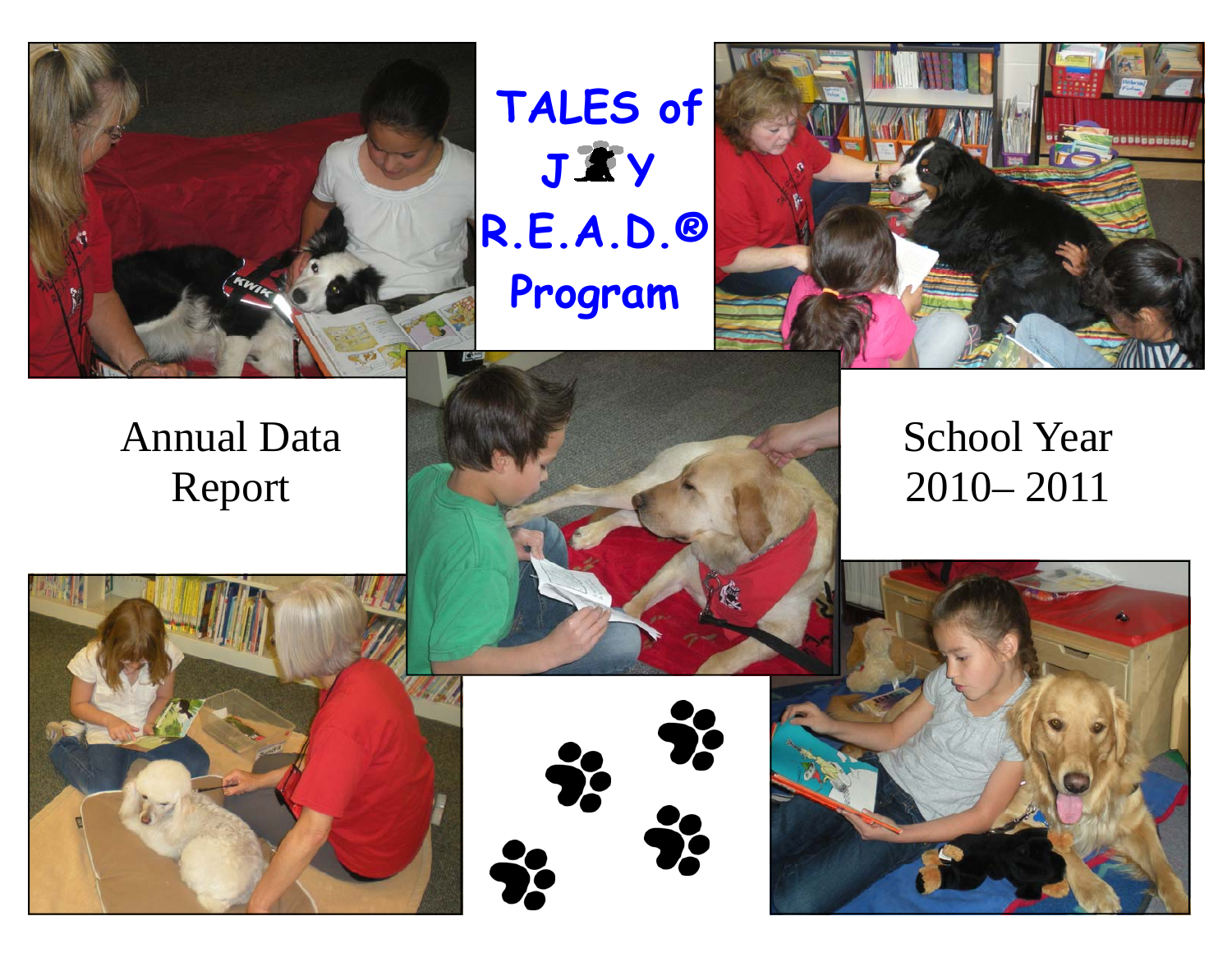# TALES of JOY R.E.A.D.® Program

Annual Data Report

School Year 2010– 2011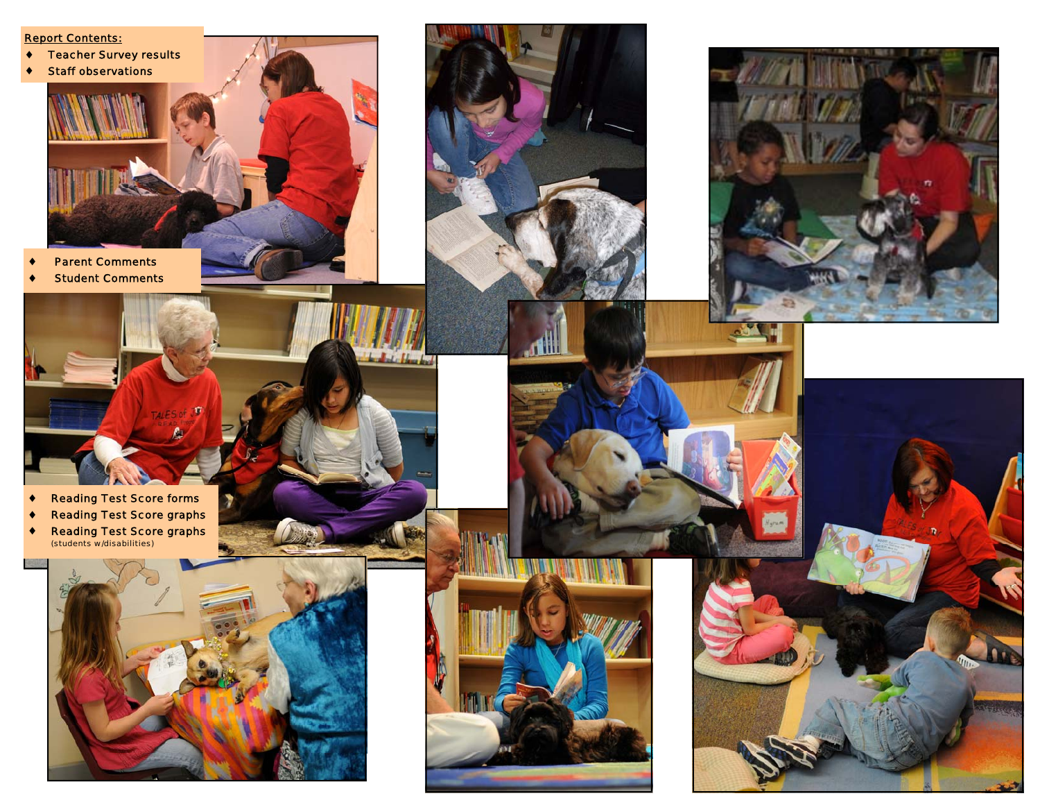**Report Contents:**

- Teacher Survey results
- Staff observations
- Parent Comments
- Student Comments
- Reading Test Score forms
- Reading Test Score graphs
- Reading Test Score graphs (students w/disabilities)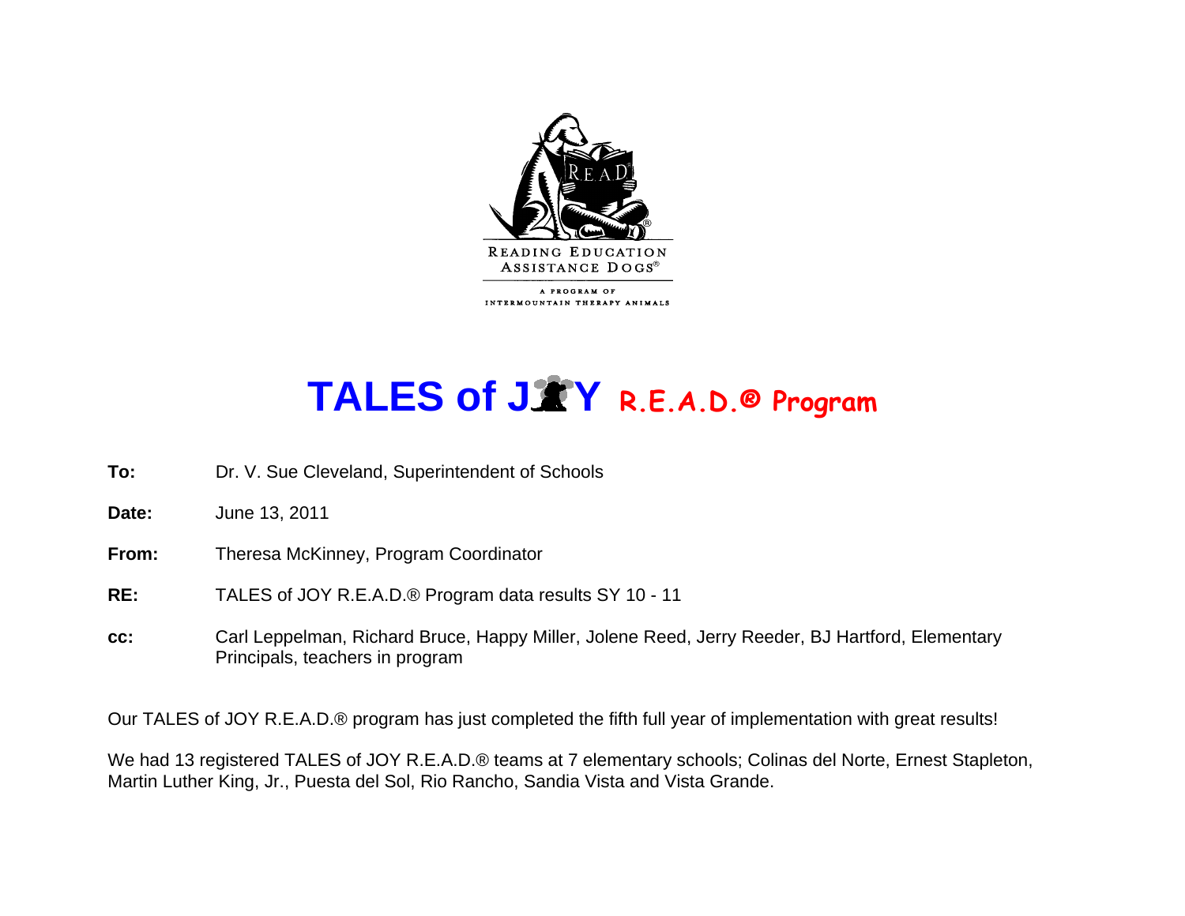READING EDUCATION ASSISTANCE DOGS®

A PROGRAM OF INTERMOUNTAIN THERAPY ANIMALS

# TALES of JOY R.E.A.D.® Program

**To:** Dr. V. Sue Cleveland, Superintendent of Schools

**Date:** June 13, 2011

**From:** Theresa McKinney, Program Coordinator

**RE:** TALES of JOY R.E.A.D.® Program data results SY 10 - 11

**cc:** Carl Leppelman, Richard Bruce, Happy Miller, Jolene Reed, Jerry Reeder, BJ Hartford, Elementary Principals, teachers in program

Our TALES of JOY R.E.A.D.® program has just completed the fifth full year of implementation with great results!

We had 13 registered TALES of JOY R.E.A.D.® teams at 7 elementary schools; Colinas del Norte, Ernest Stapleton, Martin Luther King, Jr., Puesta del Sol, Rio Rancho, Sandia Vista and Vista Grande.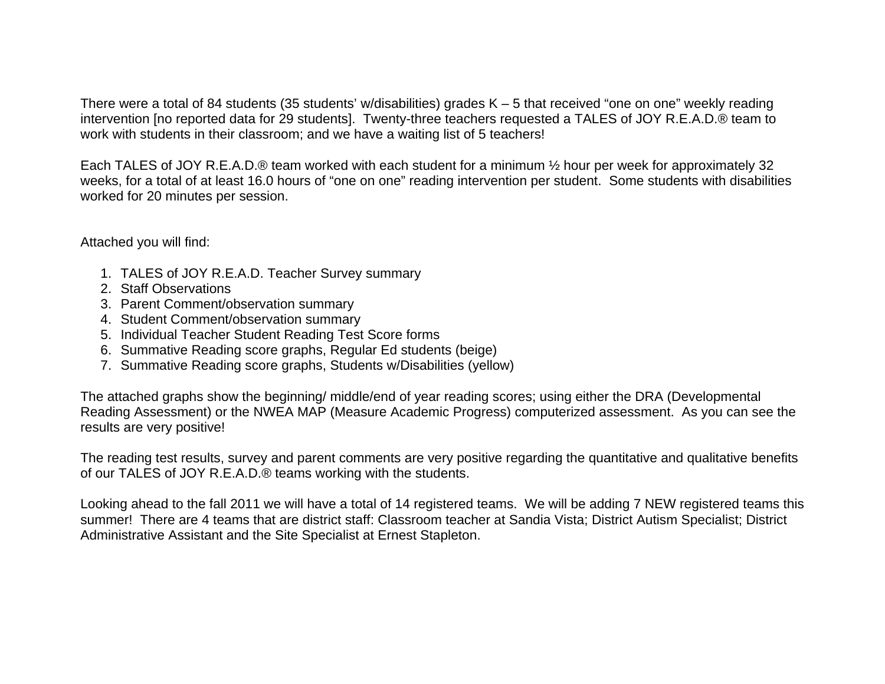There were a total of 84 students (35 students' w/disabilities) grades K – 5 that received "one on one" weekly reading intervention [no reported data for 29 students]. Twenty-three teachers requested a TALES of JOY R.E.A.D.® team to work with students in their classroom; and we have a waiting list of 5 teachers!

Each TALES of JOY R.E.A.D.® team worked with each student for a minimum ½ hour per week for approximately 32 weeks, for a total of at least 16.0 hours of "one on one" reading intervention per student. Some students with disabilities worked for 20 minutes per session.

Attached you will find:

1. TALES of JOY R.E.A.D. Teacher Survey summary
2. Staff Observations
3. Parent Comment/observation summary
4. Student Comment/observation summary
5. Individual Teacher Student Reading Test Score forms
6. Summative Reading score graphs, Regular Ed students (beige)
7. Summative Reading score graphs, Students w/Disabilities (yellow)

The attached graphs show the beginning/ middle/end of year reading scores; using either the DRA (Developmental Reading Assessment) or the NWEA MAP (Measure Academic Progress) computerized assessment. As you can see the results are very positive!

The reading test results, survey and parent comments are very positive regarding the quantitative and qualitative benefits of our TALES of JOY R.E.A.D.® teams working with the students.

Looking ahead to the fall 2011 we will have a total of 14 registered teams. We will be adding 7 NEW registered teams this summer! There are 4 teams that are district staff: Classroom teacher at Sandia Vista; District Autism Specialist; District Administrative Assistant and the Site Specialist at Ernest Stapleton.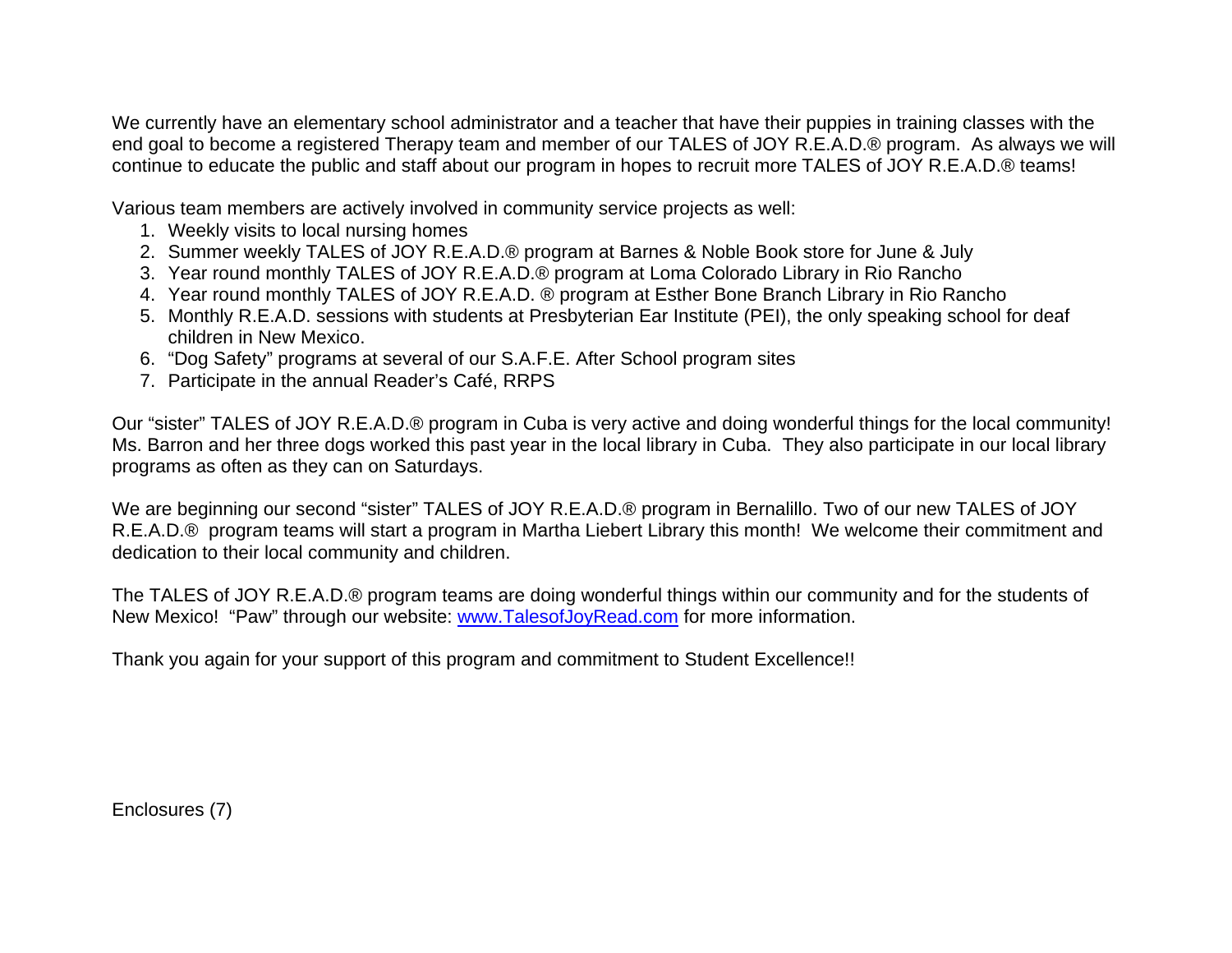We currently have an elementary school administrator and a teacher that have their puppies in training classes with the end goal to become a registered Therapy team and member of our TALES of JOY R.E.A.D.® program. As always we will continue to educate the public and staff about our program in hopes to recruit more TALES of JOY R.E.A.D.® teams!

Various team members are actively involved in community service projects as well:

1. Weekly visits to local nursing homes
2. Summer weekly TALES of JOY R.E.A.D.® program at Barnes & Noble Book store for June & July
3. Year round monthly TALES of JOY R.E.A.D.® program at Loma Colorado Library in Rio Rancho
4. Year round monthly TALES of JOY R.E.A.D. ® program at Esther Bone Branch Library in Rio Rancho
5. Monthly R.E.A.D. sessions with students at Presbyterian Ear Institute (PEI), the only speaking school for deaf children in New Mexico.
6. “Dog Safety” programs at several of our S.A.F.E. After School program sites
7. Participate in the annual Reader’s Café, RRPS

Our “sister” TALES of JOY R.E.A.D.® program in Cuba is very active and doing wonderful things for the local community! Ms. Barron and her three dogs worked this past year in the local library in Cuba. They also participate in our local library programs as often as they can on Saturdays.

We are beginning our second “sister” TALES of JOY R.E.A.D.® program in Bernalillo. Two of our new TALES of JOY R.E.A.D.® program teams will start a program in Martha Liebert Library this month! We welcome their commitment and dedication to their local community and children.

The TALES of JOY R.E.A.D.® program teams are doing wonderful things within our community and for the students of New Mexico! “Paw” through our website: [www.TalesofJoyRead.com](http://www.TalesofJoyRead.com) for more information.

Thank you again for your support of this program and commitment to Student Excellence!!

Enclosures (7)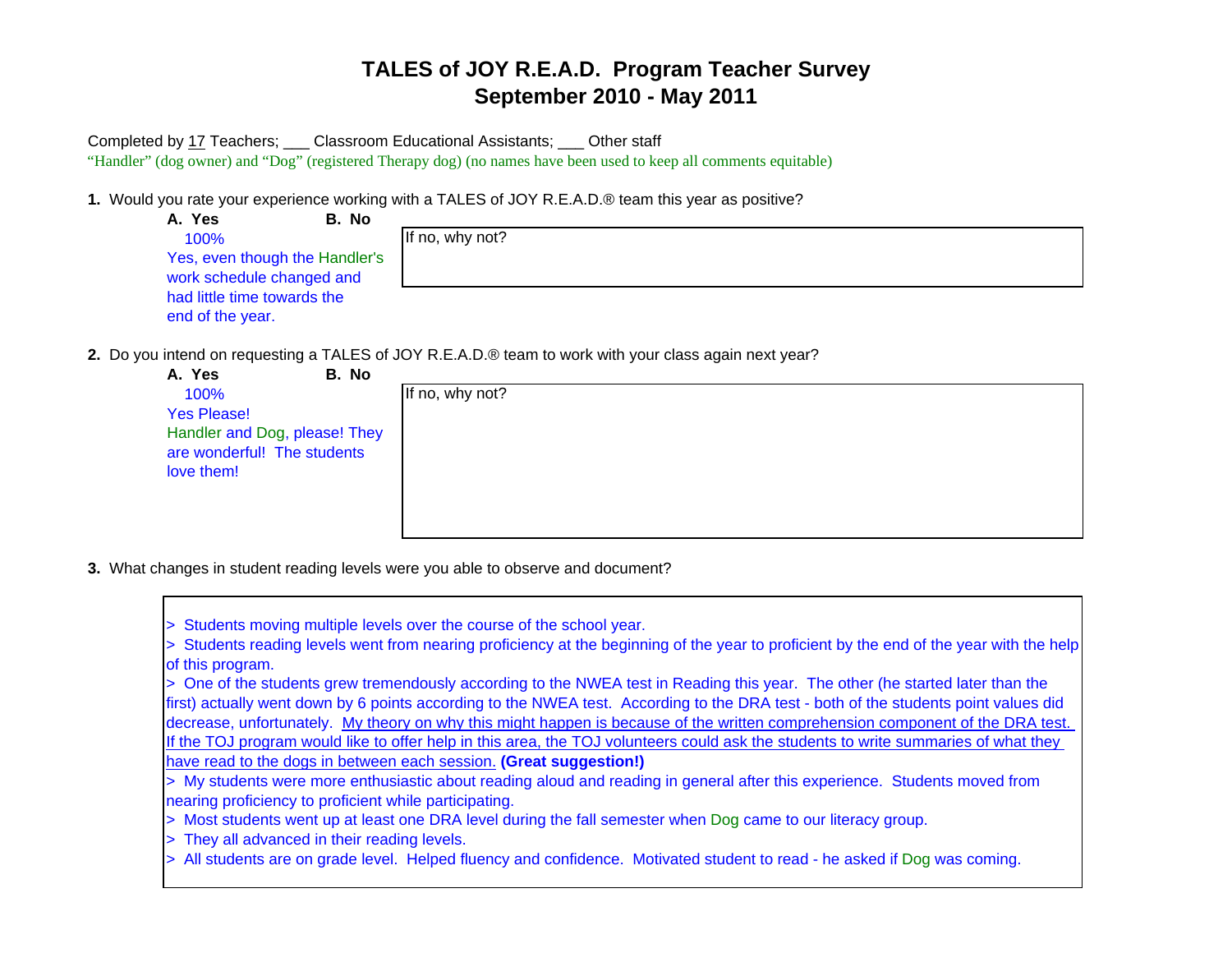# TALES of JOY R.E.A.D. Program Teacher Survey
## September 2010 - May 2011

Completed by 17 Teachers; ___ Classroom Educational Assistants; ___ Other staff

"Handler" (dog owner) and "Dog" (registered Therapy dog) (no names have been used to keep all comments equitable)

**1.** Would you rate your experience working with a TALES of JOY R.E.A.D.® team this year as positive?

**A. Yes** **B. No**

100%

Yes, even though the Handler's work schedule changed and had little time towards the end of the year.

If no, why not?

**2.** Do you intend on requesting a TALES of JOY R.E.A.D.® team to work with your class again next year?

**A. Yes** **B. No**

100%

Yes Please!

Handler and Dog, please! They are wonderful! The students love them!

If no, why not?

**3.** What changes in student reading levels were you able to observe and document?

> Students moving multiple levels over the course of the school year.
> Students reading levels went from nearing proficiency at the beginning of the year to proficient by the end of the year with the help of this program.
> One of the students grew tremendously according to the NWEA test in Reading this year. The other (he started later than the first) actually went down by 6 points according to the NWEA test. According to the DRA test - both of the students point values did decrease, unfortunately. <u>My theory on why this might happen is because of the written comprehension component of the DRA test. If the TOJ program would like to offer help in this area, the TOJ volunteers could ask the students to write summaries of what they have read to the dogs in between each session.</u> **(Great suggestion!)**
> My students were more enthusiastic about reading aloud and reading in general after this experience. Students moved from nearing proficiency to proficient while participating.
> Most students went up at least one DRA level during the fall semester when Dog came to our literacy group.
> They all advanced in their reading levels.
> All students are on grade level. Helped fluency and confidence. Motivated student to read - he asked if Dog was coming.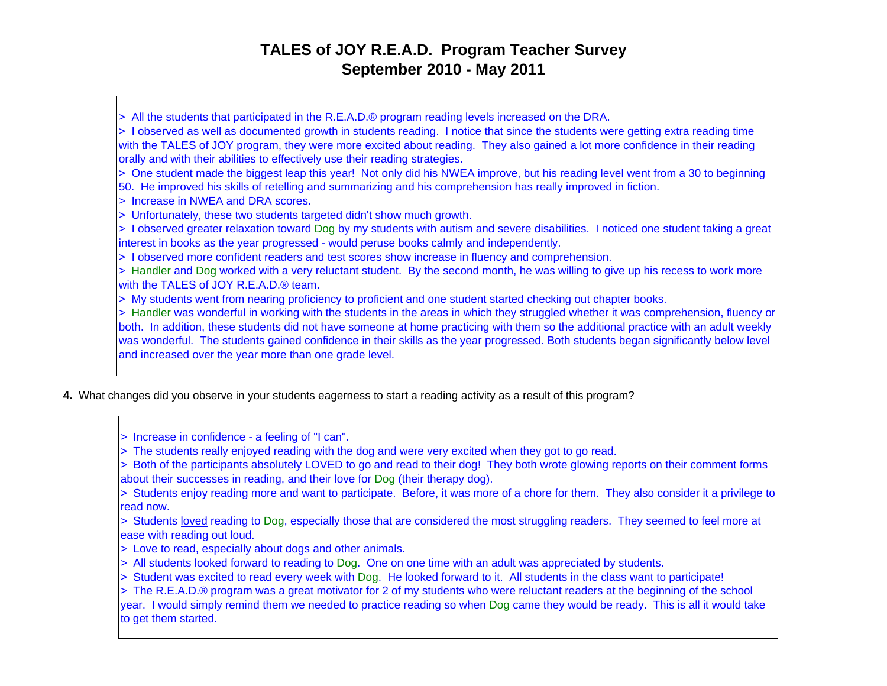# TALES of JOY R.E.A.D. Program Teacher Survey
## September 2010 - May 2011

> All the students that participated in the R.E.A.D.® program reading levels increased on the DRA.
> I observed as well as documented growth in students reading. I notice that since the students were getting extra reading time with the TALES of JOY program, they were more excited about reading. They also gained a lot more confidence in their reading orally and with their abilities to effectively use their reading strategies.
> One student made the biggest leap this year! Not only did his NWEA improve, but his reading level went from a 30 to beginning 50. He improved his skills of retelling and summarizing and his comprehension has really improved in fiction.
> Increase in NWEA and DRA scores.
> Unfortunately, these two students targeted didn't show much growth.
> I observed greater relaxation toward Dog by my students with autism and severe disabilities. I noticed one student taking a great interest in books as the year progressed - would peruse books calmly and independently.
> I observed more confident readers and test scores show increase in fluency and comprehension.
> Handler and Dog worked with a very reluctant student. By the second month, he was willing to give up his recess to work more with the TALES of JOY R.E.A.D.® team.
> My students went from nearing proficiency to proficient and one student started checking out chapter books.
> Handler was wonderful in working with the students in the areas in which they struggled whether it was comprehension, fluency or both. In addition, these students did not have someone at home practicing with them so the additional practice with an adult weekly was wonderful. The students gained confidence in their skills as the year progressed. Both students began significantly below level and increased over the year more than one grade level.

**4.** What changes did you observe in your students eagerness to start a reading activity as a result of this program?

> Increase in confidence - a feeling of "I can".
> The students really enjoyed reading with the dog and were very excited when they got to go read.
> Both of the participants absolutely LOVED to go and read to their dog! They both wrote glowing reports on their comment forms about their successes in reading, and their love for Dog (their therapy dog).
> Students enjoy reading more and want to participate. Before, it was more of a chore for them. They also consider it a privilege to read now.
> Students loved reading to Dog, especially those that are considered the most struggling readers. They seemed to feel more at ease with reading out loud.
> Love to read, especially about dogs and other animals.
> All students looked forward to reading to Dog. One on one time with an adult was appreciated by students.
> Student was excited to read every week with Dog. He looked forward to it. All students in the class want to participate!
> The R.E.A.D.® program was a great motivator for 2 of my students who were reluctant readers at the beginning of the school year. I would simply remind them we needed to practice reading so when Dog came they would be ready. This is all it would take to get them started.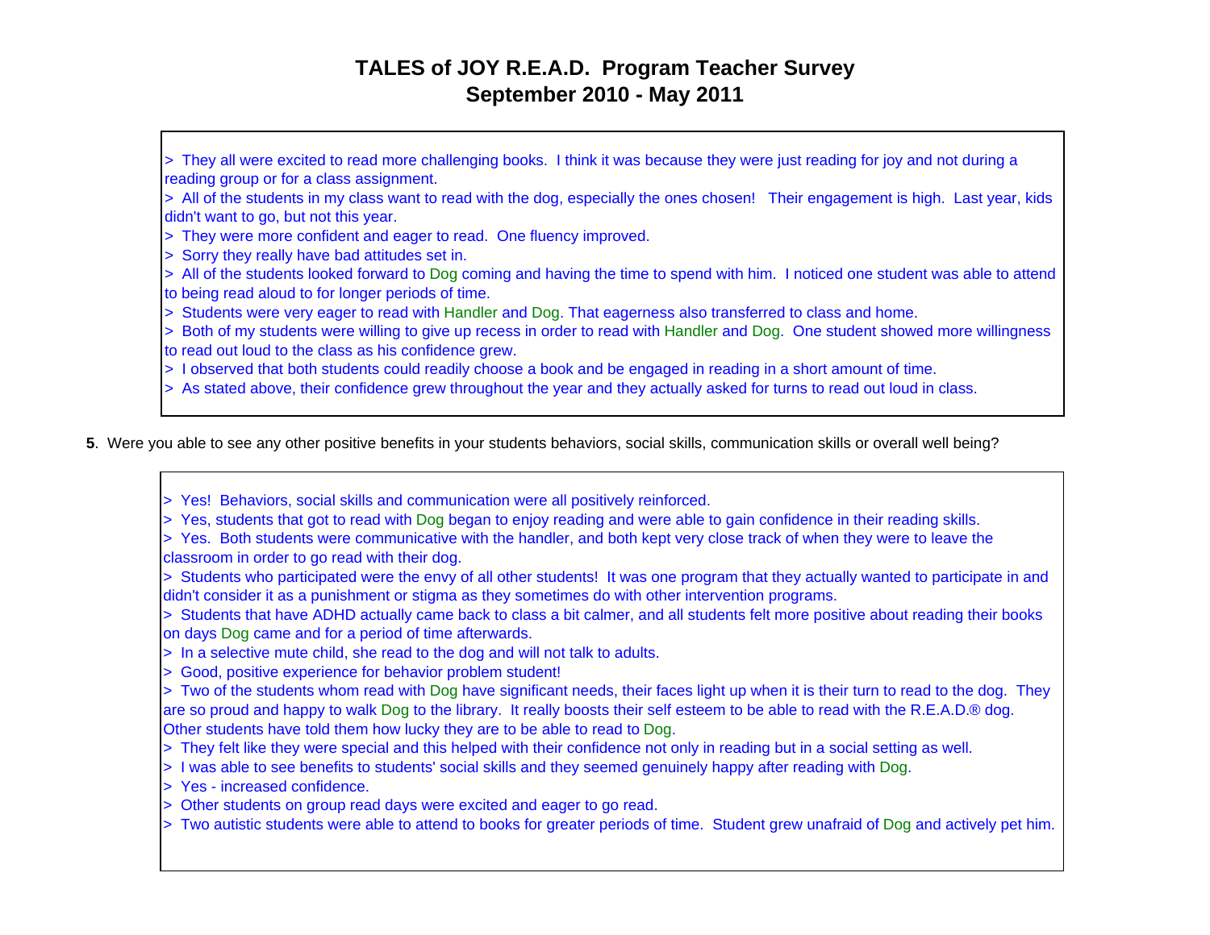# TALES of JOY R.E.A.D. Program Teacher Survey
## September 2010 - May 2011

> They all were excited to read more challenging books. I think it was because they were just reading for joy and not during a reading group or for a class assignment.
> All of the students in my class want to read with the dog, especially the ones chosen! Their engagement is high. Last year, kids didn't want to go, but not this year.
> They were more confident and eager to read. One fluency improved.
> Sorry they really have bad attitudes set in.
> All of the students looked forward to Dog coming and having the time to spend with him. I noticed one student was able to attend to being read aloud to for longer periods of time.
> Students were very eager to read with Handler and Dog. That eagerness also transferred to class and home.
> Both of my students were willing to give up recess in order to read with Handler and Dog. One student showed more willingness to read out loud to the class as his confidence grew.
> I observed that both students could readily choose a book and be engaged in reading in a short amount of time.
> As stated above, their confidence grew throughout the year and they actually asked for turns to read out loud in class.

**5**. Were you able to see any other positive benefits in your students behaviors, social skills, communication skills or overall well being?

> Yes! Behaviors, social skills and communication were all positively reinforced.
> Yes, students that got to read with Dog began to enjoy reading and were able to gain confidence in their reading skills.
> Yes. Both students were communicative with the handler, and both kept very close track of when they were to leave the classroom in order to go read with their dog.
> Students who participated were the envy of all other students! It was one program that they actually wanted to participate in and didn't consider it as a punishment or stigma as they sometimes do with other intervention programs.
> Students that have ADHD actually came back to class a bit calmer, and all students felt more positive about reading their books on days Dog came and for a period of time afterwards.
> In a selective mute child, she read to the dog and will not talk to adults.
> Good, positive experience for behavior problem student!
> Two of the students whom read with Dog have significant needs, their faces light up when it is their turn to read to the dog. They are so proud and happy to walk Dog to the library. It really boosts their self esteem to be able to read with the R.E.A.D.® dog. Other students have told them how lucky they are to be able to read to Dog.
> They felt like they were special and this helped with their confidence not only in reading but in a social setting as well.
> I was able to see benefits to students' social skills and they seemed genuinely happy after reading with Dog.
> Yes - increased confidence.
> Other students on group read days were excited and eager to go read.
> Two autistic students were able to attend to books for greater periods of time. Student grew unafraid of Dog and actively pet him.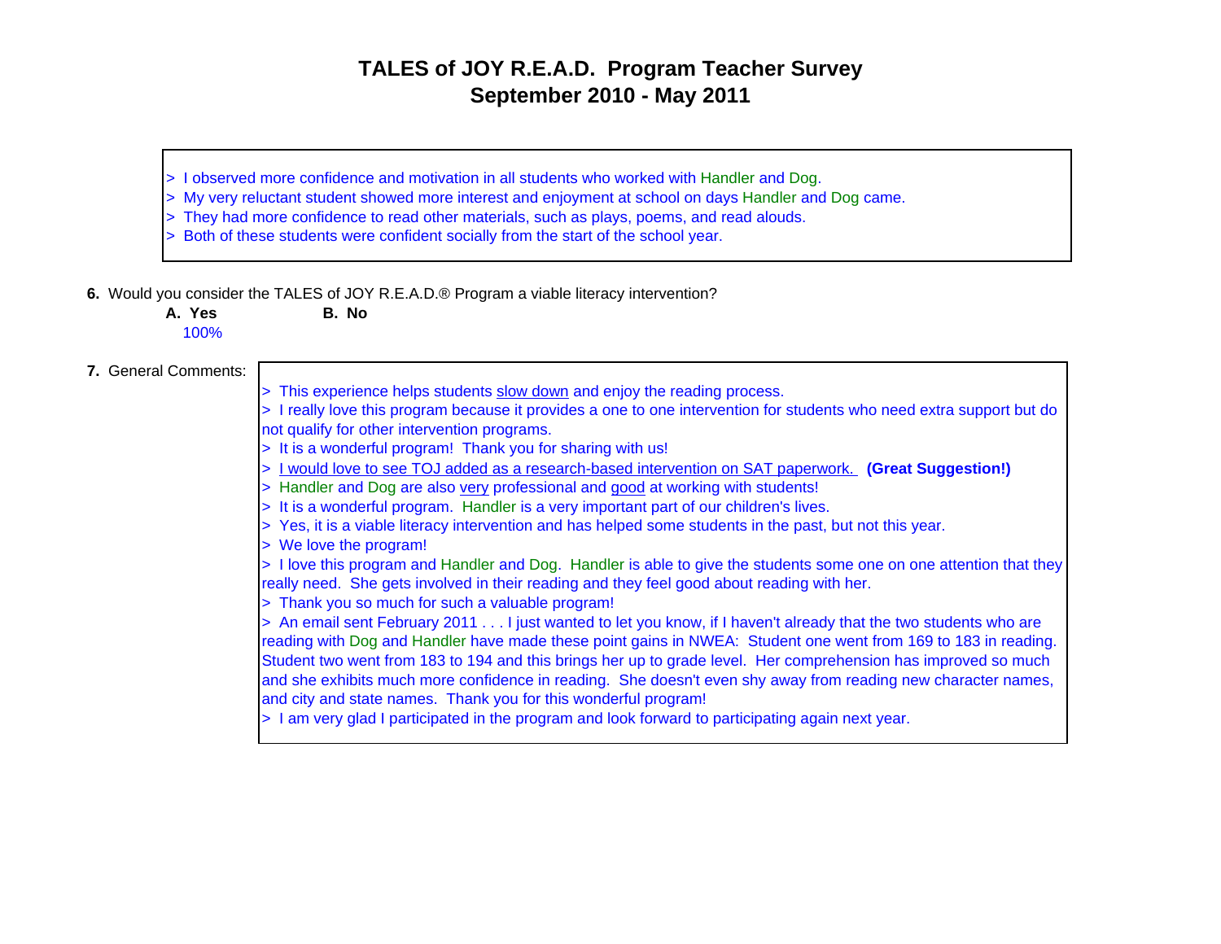# TALES of JOY R.E.A.D. Program Teacher Survey
## September 2010 - May 2011

> I observed more confidence and motivation in all students who worked with Handler and Dog.
> My very reluctant student showed more interest and enjoyment at school on days Handler and Dog came.
> They had more confidence to read other materials, such as plays, poems, and read alouds.
> Both of these students were confident socially from the start of the school year.

**6.** Would you consider the TALES of JOY R.E.A.D.® Program a viable literacy intervention?

| **A. Yes** | **B. No** |
|---|---|
| 100% | |

**7.** General Comments:

> This experience helps students slow down and enjoy the reading process.
> I really love this program because it provides a one to one intervention for students who need extra support but do not qualify for other intervention programs.
> It is a wonderful program! Thank you for sharing with us!
> I would love to see TOJ added as a research-based intervention on SAT paperwork. **(Great Suggestion!)**
> Handler and Dog are also very professional and good at working with students!
> It is a wonderful program. Handler is a very important part of our children's lives.
> Yes, it is a viable literacy intervention and has helped some students in the past, but not this year.
> We love the program!
> I love this program and Handler and Dog. Handler is able to give the students some one on one attention that they really need. She gets involved in their reading and they feel good about reading with her.
> Thank you so much for such a valuable program!
> An email sent February 2011 . . . I just wanted to let you know, if I haven't already that the two students who are reading with Dog and Handler have made these point gains in NWEA: Student one went from 169 to 183 in reading. Student two went from 183 to 194 and this brings her up to grade level. Her comprehension has improved so much and she exhibits much more confidence in reading. She doesn't even shy away from reading new character names, and city and state names. Thank you for this wonderful program!
> I am very glad I participated in the program and look forward to participating again next year.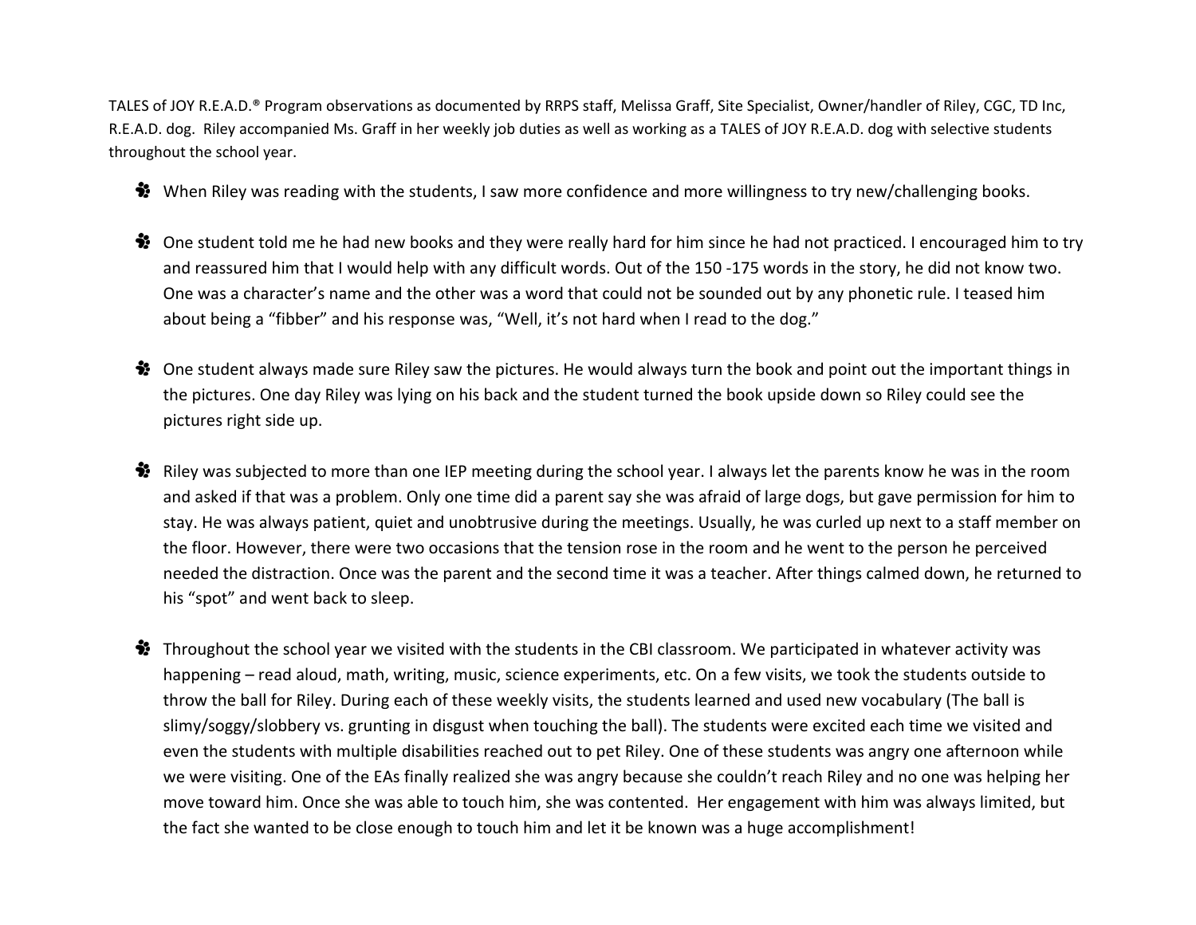TALES of JOY R.E.A.D.® Program observations as documented by RRPS staff, Melissa Graff, Site Specialist, Owner/handler of Riley, CGC, TD Inc, R.E.A.D. dog. Riley accompanied Ms. Graff in her weekly job duties as well as working as a TALES of JOY R.E.A.D. dog with selective students throughout the school year.

- When Riley was reading with the students, I saw more confidence and more willingness to try new/challenging books.

- One student told me he had new books and they were really hard for him since he had not practiced. I encouraged him to try and reassured him that I would help with any difficult words. Out of the 150 -175 words in the story, he did not know two. One was a character's name and the other was a word that could not be sounded out by any phonetic rule. I teased him about being a "fibber" and his response was, "Well, it's not hard when I read to the dog."

- One student always made sure Riley saw the pictures. He would always turn the book and point out the important things in the pictures. One day Riley was lying on his back and the student turned the book upside down so Riley could see the pictures right side up.

- Riley was subjected to more than one IEP meeting during the school year. I always let the parents know he was in the room and asked if that was a problem. Only one time did a parent say she was afraid of large dogs, but gave permission for him to stay. He was always patient, quiet and unobtrusive during the meetings. Usually, he was curled up next to a staff member on the floor. However, there were two occasions that the tension rose in the room and he went to the person he perceived needed the distraction. Once was the parent and the second time it was a teacher. After things calmed down, he returned to his "spot" and went back to sleep.

- Throughout the school year we visited with the students in the CBI classroom. We participated in whatever activity was happening – read aloud, math, writing, music, science experiments, etc. On a few visits, we took the students outside to throw the ball for Riley. During each of these weekly visits, the students learned and used new vocabulary (The ball is slimy/soggy/slobbery vs. grunting in disgust when touching the ball). The students were excited each time we visited and even the students with multiple disabilities reached out to pet Riley. One of these students was angry one afternoon while we were visiting. One of the EAs finally realized she was angry because she couldn't reach Riley and no one was helping her move toward him. Once she was able to touch him, she was contented. Her engagement with him was always limited, but the fact she wanted to be close enough to touch him and let it be known was a huge accomplishment!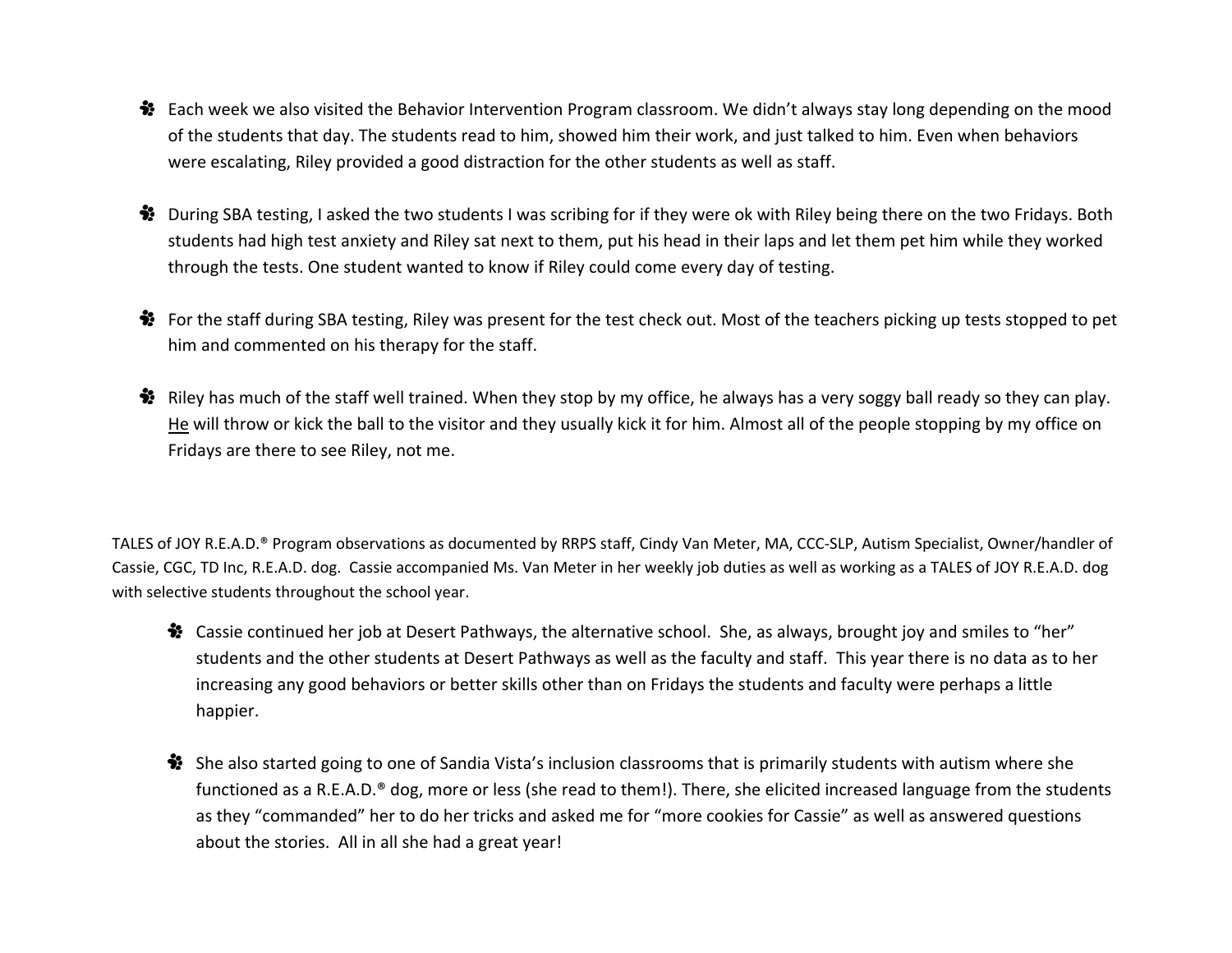- Each week we also visited the Behavior Intervention Program classroom. We didn't always stay long depending on the mood of the students that day. The students read to him, showed him their work, and just talked to him. Even when behaviors were escalating, Riley provided a good distraction for the other students as well as staff.

- During SBA testing, I asked the two students I was scribing for if they were ok with Riley being there on the two Fridays. Both students had high test anxiety and Riley sat next to them, put his head in their laps and let them pet him while they worked through the tests. One student wanted to know if Riley could come every day of testing.

- For the staff during SBA testing, Riley was present for the test check out. Most of the teachers picking up tests stopped to pet him and commented on his therapy for the staff.

- Riley has much of the staff well trained. When they stop by my office, he always has a very soggy ball ready so they can play. <u>He</u> will throw or kick the ball to the visitor and they usually kick it for him. Almost all of the people stopping by my office on Fridays are there to see Riley, not me.

TALES of JOY R.E.A.D.® Program observations as documented by RRPS staff, Cindy Van Meter, MA, CCC-SLP, Autism Specialist, Owner/handler of Cassie, CGC, TD Inc, R.E.A.D. dog. Cassie accompanied Ms. Van Meter in her weekly job duties as well as working as a TALES of JOY R.E.A.D. dog with selective students throughout the school year.

- Cassie continued her job at Desert Pathways, the alternative school. She, as always, brought joy and smiles to "her" students and the other students at Desert Pathways as well as the faculty and staff. This year there is no data as to her increasing any good behaviors or better skills other than on Fridays the students and faculty were perhaps a little happier.

- She also started going to one of Sandia Vista's inclusion classrooms that is primarily students with autism where she functioned as a R.E.A.D.® dog, more or less (she read to them!). There, she elicited increased language from the students as they "commanded" her to do her tricks and asked me for "more cookies for Cassie" as well as answered questions about the stories. All in all she had a great year!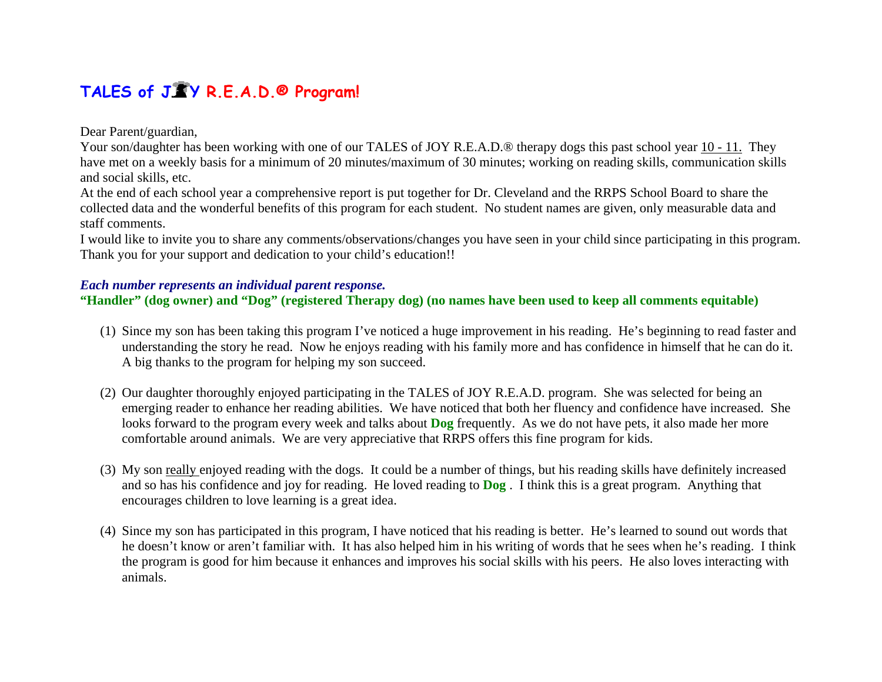# TALES of JOY R.E.A.D.® Program!

Dear Parent/guardian,
Your son/daughter has been working with one of our TALES of JOY R.E.A.D.® therapy dogs this past school year 10 - 11. They have met on a weekly basis for a minimum of 20 minutes/maximum of 30 minutes; working on reading skills, communication skills and social skills, etc.
At the end of each school year a comprehensive report is put together for Dr. Cleveland and the RRPS School Board to share the collected data and the wonderful benefits of this program for each student. No student names are given, only measurable data and staff comments.
I would like to invite you to share any comments/observations/changes you have seen in your child since participating in this program. Thank you for your support and dedication to your child's education!!

***Each number represents an individual parent response.***
**"Handler" (dog owner) and "Dog" (registered Therapy dog) (no names have been used to keep all comments equitable)**

(1) Since my son has been taking this program I've noticed a huge improvement in his reading. He's beginning to read faster and understanding the story he read. Now he enjoys reading with his family more and has confidence in himself that he can do it. A big thanks to the program for helping my son succeed.

(2) Our daughter thoroughly enjoyed participating in the TALES of JOY R.E.A.D. program. She was selected for being an emerging reader to enhance her reading abilities. We have noticed that both her fluency and confidence have increased. She looks forward to the program every week and talks about **Dog** frequently. As we do not have pets, it also made her more comfortable around animals. We are very appreciative that RRPS offers this fine program for kids.

(3) My son really enjoyed reading with the dogs. It could be a number of things, but his reading skills have definitely increased and so has his confidence and joy for reading. He loved reading to **Dog** . I think this is a great program. Anything that encourages children to love learning is a great idea.

(4) Since my son has participated in this program, I have noticed that his reading is better. He's learned to sound out words that he doesn't know or aren't familiar with. It has also helped him in his writing of words that he sees when he's reading. I think the program is good for him because it enhances and improves his social skills with his peers. He also loves interacting with animals.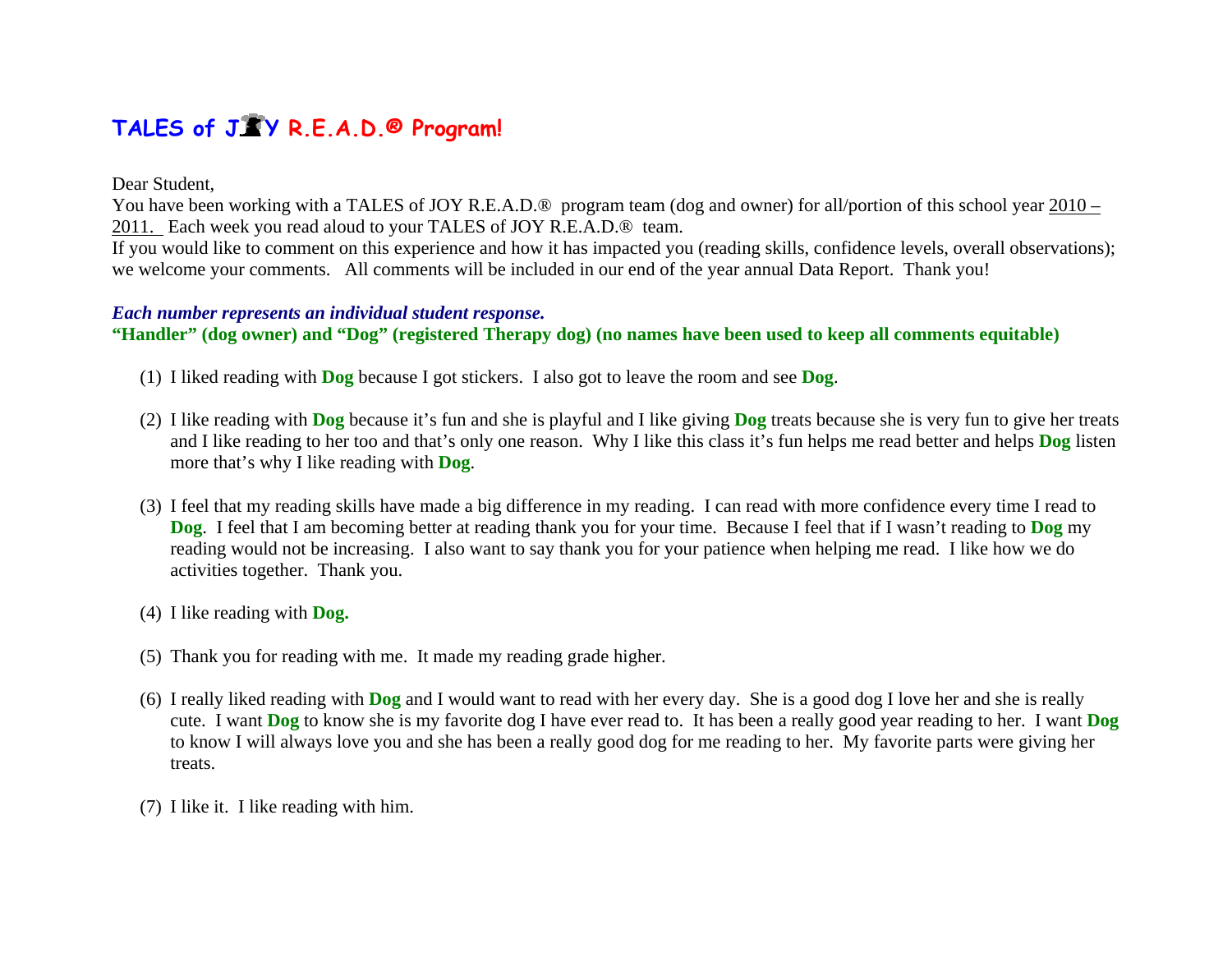# TALES of JOY R.E.A.D.® Program!

Dear Student,
You have been working with a TALES of JOY R.E.A.D.® program team (dog and owner) for all/portion of this school year 2010 – 2011. Each week you read aloud to your TALES of JOY R.E.A.D.® team.
If you would like to comment on this experience and how it has impacted you (reading skills, confidence levels, overall observations); we welcome your comments. All comments will be included in our end of the year annual Data Report. Thank you!

***Each number represents an individual student response.***
**"Handler" (dog owner) and "Dog" (registered Therapy dog) (no names have been used to keep all comments equitable)**

(1) I liked reading with **Dog** because I got stickers. I also got to leave the room and see **Dog**.

(2) I like reading with **Dog** because it's fun and she is playful and I like giving **Dog** treats because she is very fun to give her treats and I like reading to her too and that's only one reason. Why I like this class it's fun helps me read better and helps **Dog** listen more that's why I like reading with **Dog**.

(3) I feel that my reading skills have made a big difference in my reading. I can read with more confidence every time I read to **Dog**. I feel that I am becoming better at reading thank you for your time. Because I feel that if I wasn't reading to **Dog** my reading would not be increasing. I also want to say thank you for your patience when helping me read. I like how we do activities together. Thank you.

(4) I like reading with **Dog.**

(5) Thank you for reading with me. It made my reading grade higher.

(6) I really liked reading with **Dog** and I would want to read with her every day. She is a good dog I love her and she is really cute. I want **Dog** to know she is my favorite dog I have ever read to. It has been a really good year reading to her. I want **Dog** to know I will always love you and she has been a really good dog for me reading to her. My favorite parts were giving her treats.

(7) I like it. I like reading with him.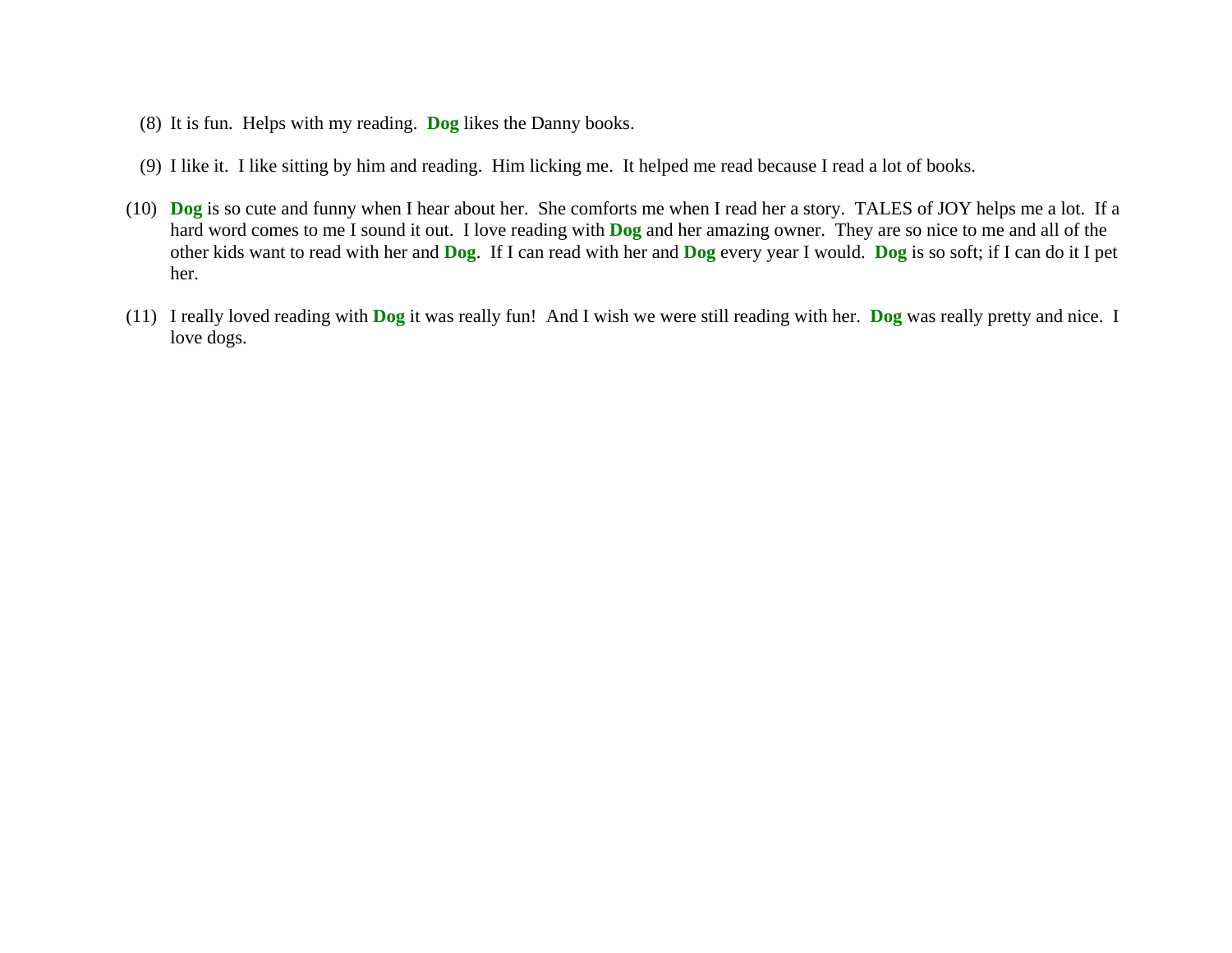(8) It is fun.  Helps with my reading.  **Dog** likes the Danny books.

(9) I like it.  I like sitting by him and reading.  Him licking me.  It helped me read because I read a lot of books.

(10) **Dog** is so cute and funny when I hear about her.  She comforts me when I read her a story.  TALES of JOY helps me a lot.  If a hard word comes to me I sound it out.  I love reading with **Dog** and her amazing owner.  They are so nice to me and all of the other kids want to read with her and **Dog**.  If I can read with her and **Dog** every year I would.  **Dog** is so soft; if I can do it I pet her.

(11) I really loved reading with **Dog** it was really fun!  And I wish we were still reading with her.  **Dog** was really pretty and nice.  I love dogs.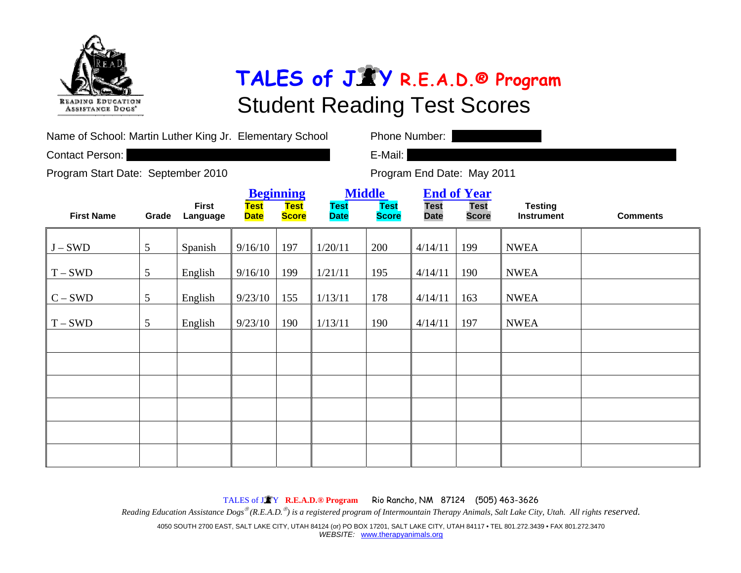# TALES of JOY R.E.A.D.® Program

## Student Reading Test Scores

Name of School: Martin Luther King Jr. Elementary School

Phone Number:

Contact Person:

E-Mail:

Program Start Date: September 2010

Program End Date: May 2011

| First Name | Grade | First Language | Beginning | | Middle | | End of Year | | Testing Instrument | Comments |
|---|---|---|---|---|---|---|---|---|---|---|
| | | | Test Date | Test Score | Test Date | Test Score | Test Date | Test Score | | |
| J – SWD | 5 | Spanish | 9/16/10 | 197 | 1/20/11 | 200 | 4/14/11 | 199 | NWEA | |
| T – SWD | 5 | English | 9/16/10 | 199 | 1/21/11 | 195 | 4/14/11 | 190 | NWEA | |
| C – SWD | 5 | English | 9/23/10 | 155 | 1/13/11 | 178 | 4/14/11 | 163 | NWEA | |
| T – SWD | 5 | English | 9/23/10 | 190 | 1/13/11 | 190 | 4/14/11 | 197 | NWEA | |
| | | | | | | | | | | |
| | | | | | | | | | | |
| | | | | | | | | | | |
| | | | | | | | | | | |
| | | | | | | | | | | |
| | | | | | | | | | | |

TALES of JOY **R.E.A.D.® Program** Rio Rancho, NM 87124 (505) 463-3626

*Reading Education Assistance Dogs® (R.E.A.D.®) is a registered program of Intermountain Therapy Animals, Salt Lake City, Utah. All rights reserved.*

4050 SOUTH 2700 EAST, SALT LAKE CITY, UTAH 84124 (or) PO BOX 17201, SALT LAKE CITY, UTAH 84117 • TEL 801.272.3439 • FAX 801.272.3470
*WEBSITE:* www.therapyanimals.org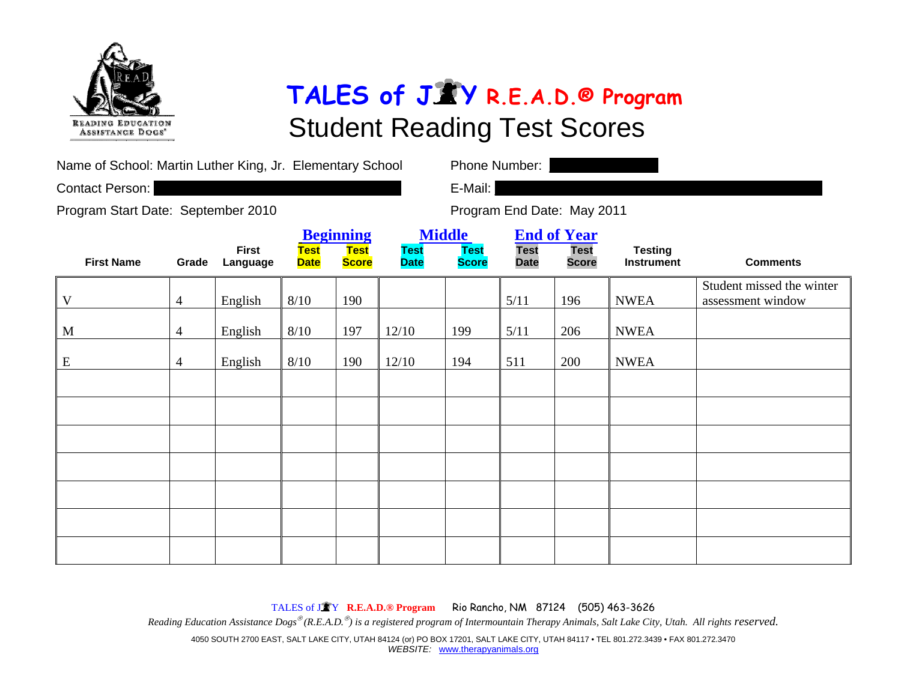# TALES of JOY R.E.A.D.® Program

## Student Reading Test Scores

Name of School: Martin Luther King, Jr. Elementary School

Phone Number:

Contact Person:

E-Mail:

Program Start Date: September 2010

Program End Date: May 2011

| First Name | Grade | First Language | Beginning | | Middle | | End of Year | | Testing Instrument | Comments |
|---|---|---|---|---|---|---|---|---|---|---|
| | | | Test Date | Test Score | Test Date | Test Score | Test Date | Test Score | | |
| V | 4 | English | 8/10 | 190 | | | 5/11 | 196 | NWEA | Student missed the winter assessment window |
| M | 4 | English | 8/10 | 197 | 12/10 | 199 | 5/11 | 206 | NWEA | |
| E | 4 | English | 8/10 | 190 | 12/10 | 194 | 511 | 200 | NWEA | |
| | | | | | | | | | | |
| | | | | | | | | | | |
| | | | | | | | | | | |
| | | | | | | | | | | |
| | | | | | | | | | | |
| | | | | | | | | | | |
| | | | | | | | | | | |

TALES of JOY R.E.A.D.® Program Rio Rancho, NM 87124 (505) 463-3626

*Reading Education Assistance Dogs® (R.E.A.D.®) is a registered program of Intermountain Therapy Animals, Salt Lake City, Utah. All rights reserved.*

4050 SOUTH 2700 EAST, SALT LAKE CITY, UTAH 84124 (or) PO BOX 17201, SALT LAKE CITY, UTAH 84117 • TEL 801.272.3439 • FAX 801.272.3470
*WEBSITE:* www.therapyanimals.org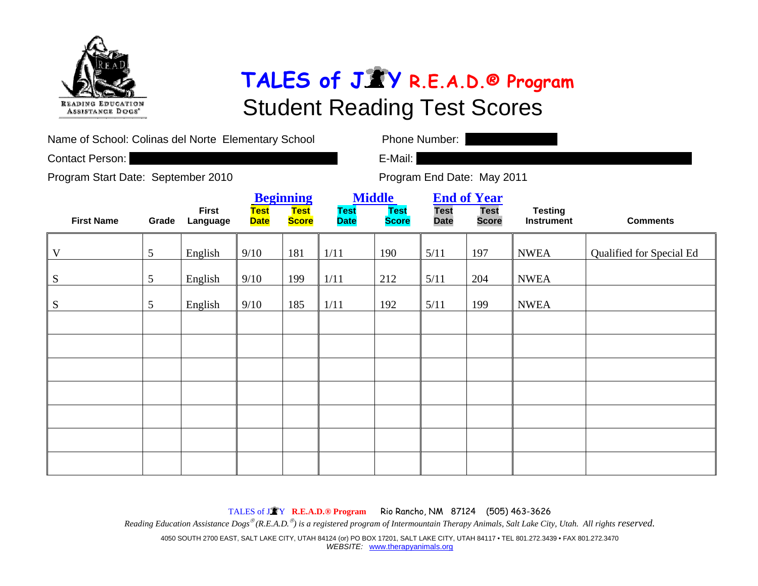# TALES of JOY R.E.A.D.® Program

## Student Reading Test Scores

Name of School: Colinas del Norte Elementary School

Phone Number:

Contact Person:

E-Mail:

Program Start Date: September 2010

Program End Date: May 2011

| First Name | Grade | First Language | Beginning Test Date | Beginning Test Score | Middle Test Date | Middle Test Score | End of Year Test Date | End of Year Test Score | Testing Instrument | Comments |
|---|---|---|---|---|---|---|---|---|---|---|
| V | 5 | English | 9/10 | 181 | 1/11 | 190 | 5/11 | 197 | NWEA | Qualified for Special Ed |
| S | 5 | English | 9/10 | 199 | 1/11 | 212 | 5/11 | 204 | NWEA | |
| S | 5 | English | 9/10 | 185 | 1/11 | 192 | 5/11 | 199 | NWEA | |
| | | | | | | | | | | |
| | | | | | | | | | | |
| | | | | | | | | | | |
| | | | | | | | | | | |
| | | | | | | | | | | |
| | | | | | | | | | | |
| | | | | | | | | | | |

TALES of JOY R.E.A.D.® Program Rio Rancho, NM 87124 (505) 463-3626

*Reading Education Assistance Dogs® (R.E.A.D.®) is a registered program of Intermountain Therapy Animals, Salt Lake City, Utah. All rights reserved.*

4050 SOUTH 2700 EAST, SALT LAKE CITY, UTAH 84124 (or) PO BOX 17201, SALT LAKE CITY, UTAH 84117 • TEL 801.272.3439 • FAX 801.272.3470

*WEBSITE:* www.therapyanimals.org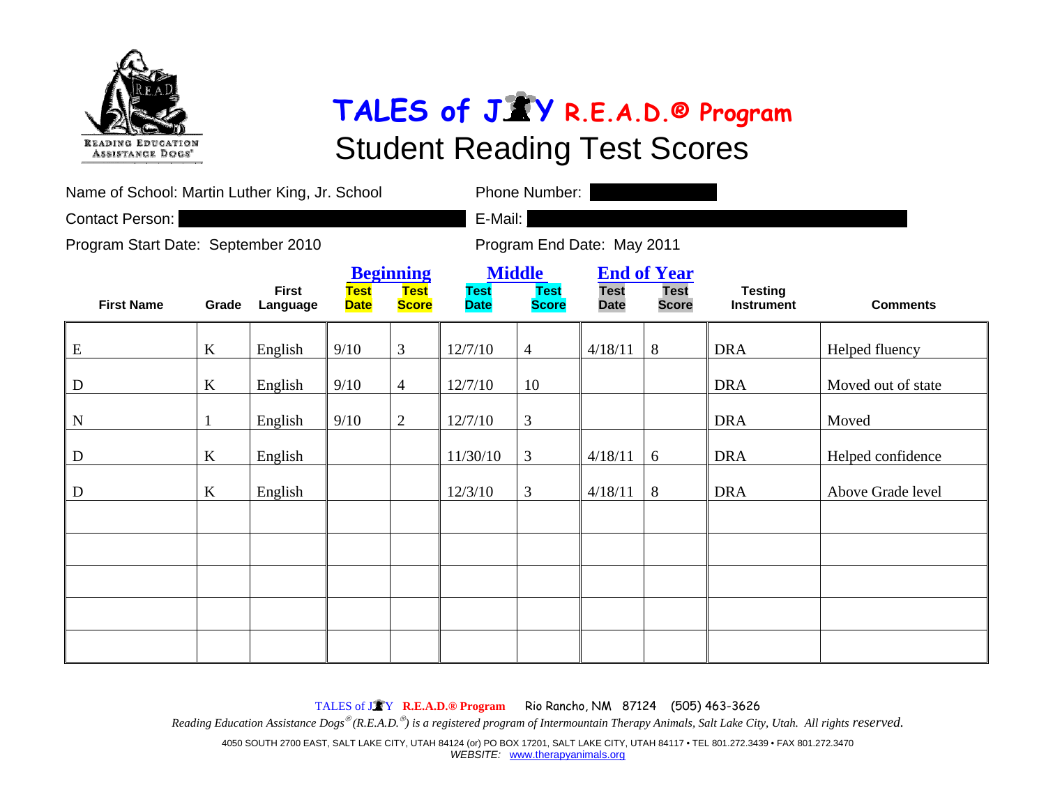# TALES of JOY R.E.A.D.® Program

## Student Reading Test Scores

Name of School: Martin Luther King, Jr. School

Phone Number:

Contact Person:

E-Mail:

Program Start Date: September 2010

Program End Date: May 2011

| First Name | Grade | First Language | Beginning | | Middle | | End of Year | | Testing Instrument | Comments |
|---|---|---|---|---|---|---|---|---|---|---|
| | | | Test Date | Test Score | Test Date | Test Score | Test Date | Test Score | | |
| E | K | English | 9/10 | 3 | 12/7/10 | 4 | 4/18/11 | 8 | DRA | Helped fluency |
| D | K | English | 9/10 | 4 | 12/7/10 | 10 | | | DRA | Moved out of state |
| N | 1 | English | 9/10 | 2 | 12/7/10 | 3 | | | DRA | Moved |
| D | K | English | | | 11/30/10 | 3 | 4/18/11 | 6 | DRA | Helped confidence |
| D | K | English | | | 12/3/10 | 3 | 4/18/11 | 8 | DRA | Above Grade level |
| | | | | | | | | | | |
| | | | | | | | | | | |
| | | | | | | | | | | |
| | | | | | | | | | | |
| | | | | | | | | | | |

TALES of JOY **R.E.A.D.® Program** Rio Rancho, NM 87124 (505) 463-3626

*Reading Education Assistance Dogs® (R.E.A.D.®) is a registered program of Intermountain Therapy Animals, Salt Lake City, Utah. All rights reserved.*

4050 SOUTH 2700 EAST, SALT LAKE CITY, UTAH 84124 (or) PO BOX 17201, SALT LAKE CITY, UTAH 84117 • TEL 801.272.3439 • FAX 801.272.3470
*WEBSITE:* www.therapyanimals.org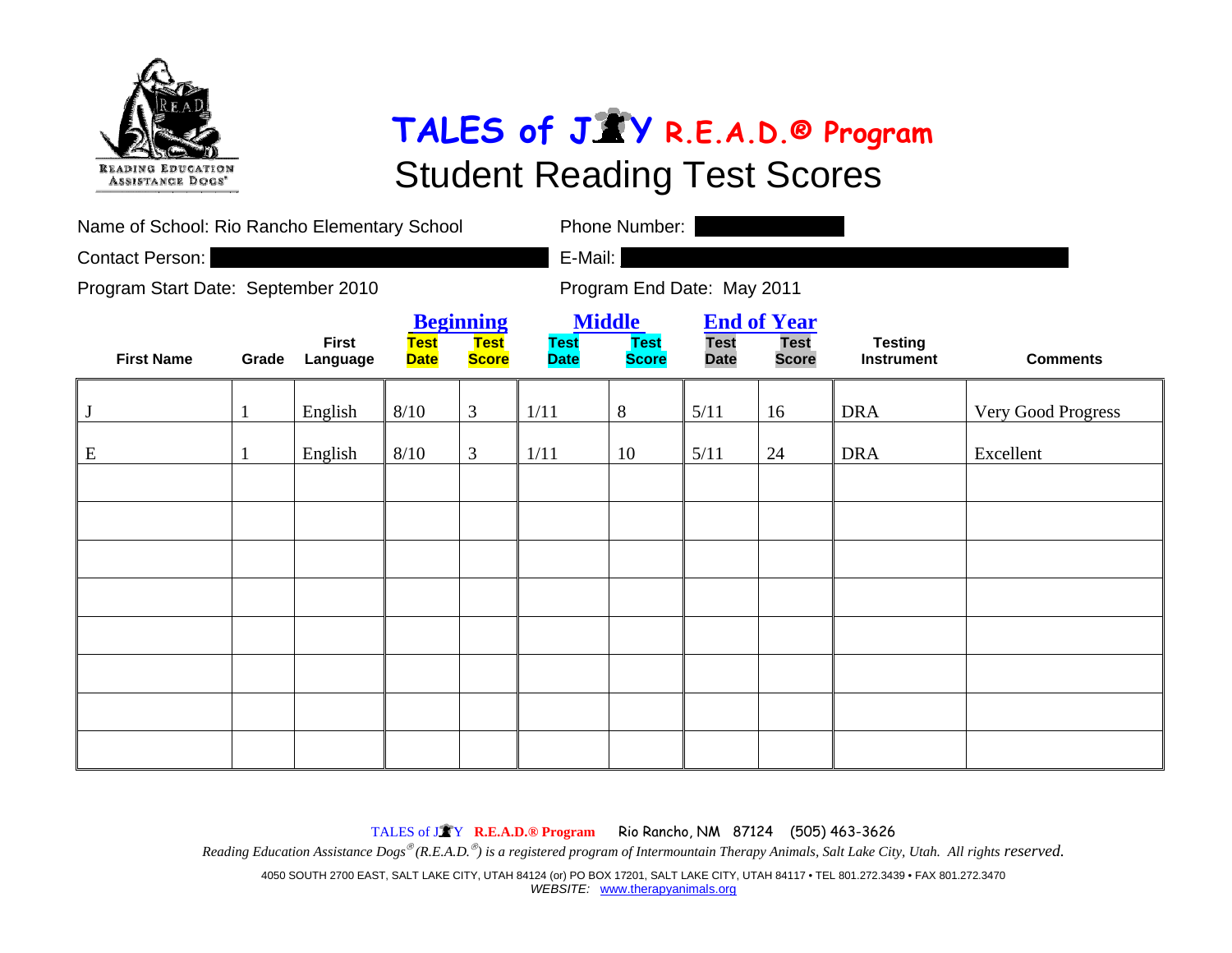READING EDUCATION ASSISTANCE DOGS®

# TALES of JOY R.E.A.D.® Program

## Student Reading Test Scores

Name of School: Rio Rancho Elementary School

Phone Number:

Contact Person:

E-Mail:

Program Start Date: September 2010

Program End Date: May 2011

| First Name | Grade | First Language | Beginning | | Middle | | End of Year | | Testing Instrument | Comments |
|---|---|---|---|---|---|---|---|---|---|---|
| | | | Test Date | Test Score | Test Date | Test Score | Test Date | Test Score | | |
| J | 1 | English | 8/10 | 3 | 1/11 | 8 | 5/11 | 16 | DRA | Very Good Progress |
| E | 1 | English | 8/10 | 3 | 1/11 | 10 | 5/11 | 24 | DRA | Excellent |
| | | | | | | | | | | |
| | | | | | | | | | | |
| | | | | | | | | | | |
| | | | | | | | | | | |
| | | | | | | | | | | |
| | | | | | | | | | | |
| | | | | | | | | | | |
| | | | | | | | | | | |

TALES of JOY **R.E.A.D.® Program** Rio Rancho, NM 87124 (505) 463-3626

*Reading Education Assistance Dogs® (R.E.A.D.®) is a registered program of Intermountain Therapy Animals, Salt Lake City, Utah. All rights reserved.*

4050 SOUTH 2700 EAST, SALT LAKE CITY, UTAH 84124 (or) PO BOX 17201, SALT LAKE CITY, UTAH 84117 • TEL 801.272.3439 • FAX 801.272.3470

*WEBSITE:* www.therapyanimals.org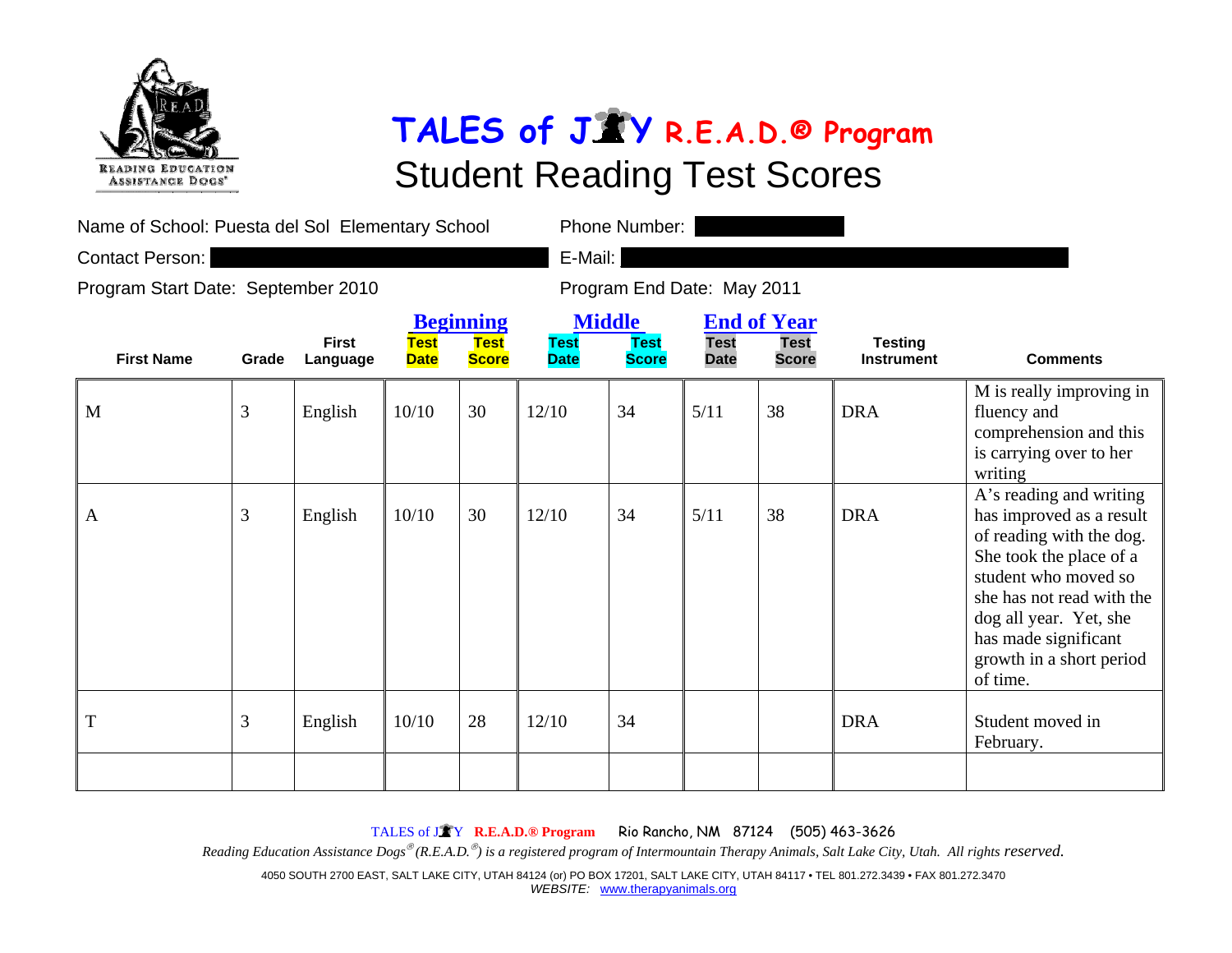READING EDUCATION ASSISTANCE DOGS®

# TALES of JOY R.E.A.D.® Program

## Student Reading Test Scores

Name of School: Puesta del Sol Elementary School

Phone Number:

Contact Person:

E-Mail:

Program Start Date: September 2010

Program End Date: May 2011

| First Name | Grade | First Language | Beginning | | Middle | | End of Year | | Testing Instrument | Comments |
|---|---|---|---|---|---|---|---|---|---|---|
| | | | Test Date | Test Score | Test Date | Test Score | Test Date | Test Score | | |
| M | 3 | English | 10/10 | 30 | 12/10 | 34 | 5/11 | 38 | DRA | M is really improving in fluency and comprehension and this is carrying over to her writing |
| A | 3 | English | 10/10 | 30 | 12/10 | 34 | 5/11 | 38 | DRA | A's reading and writing has improved as a result of reading with the dog. She took the place of a student who moved so she has not read with the dog all year. Yet, she has made significant growth in a short period of time. |
| T | 3 | English | 10/10 | 28 | 12/10 | 34 | | | DRA | Student moved in February. |
| | | | | | | | | | | |

TALES of JOY R.E.A.D.® Program Rio Rancho, NM 87124 (505) 463-3626

*Reading Education Assistance Dogs® (R.E.A.D.®) is a registered program of Intermountain Therapy Animals, Salt Lake City, Utah. All rights reserved.*

4050 SOUTH 2700 EAST, SALT LAKE CITY, UTAH 84124 (or) PO BOX 17201, SALT LAKE CITY, UTAH 84117 • TEL 801.272.3439 • FAX 801.272.3470
*WEBSITE:* www.therapyanimals.org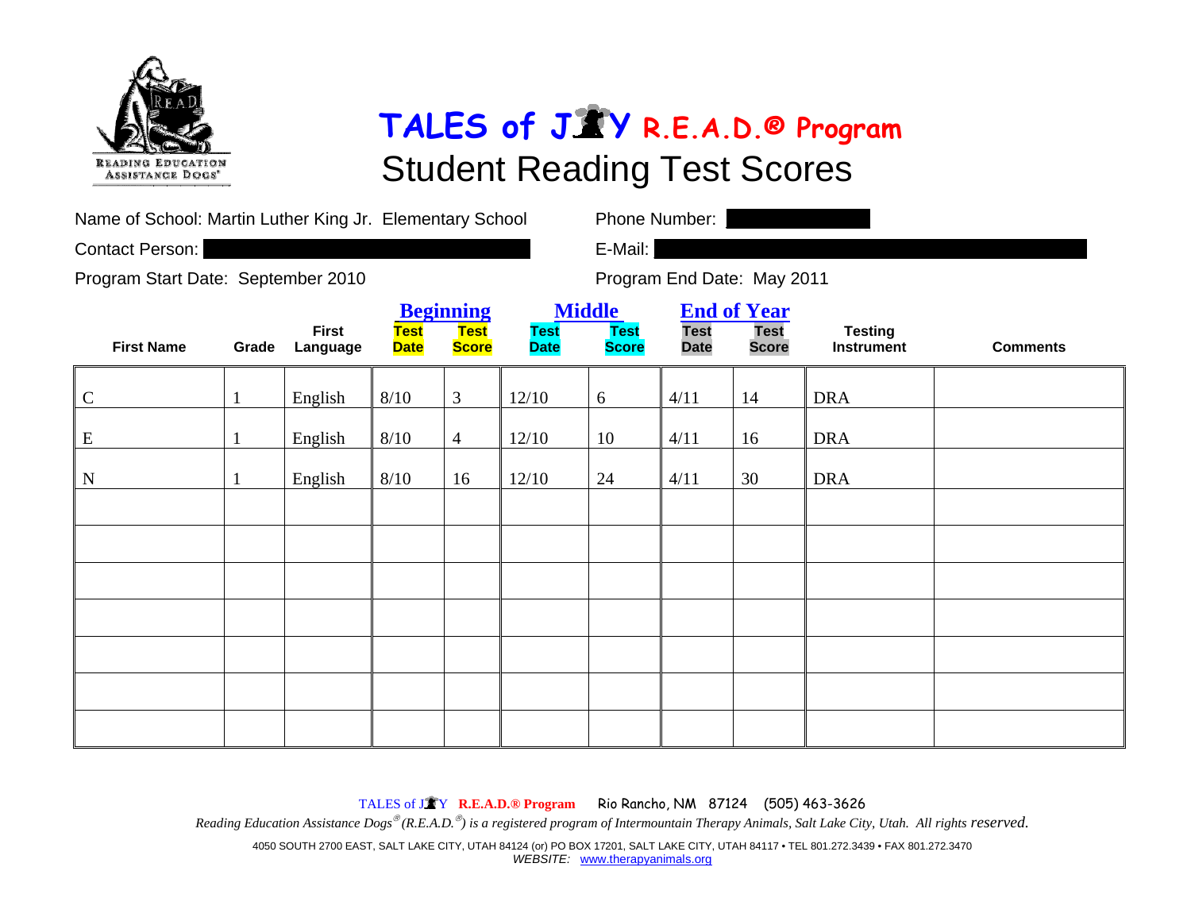# TALES of JOY R.E.A.D.® Program

## Student Reading Test Scores

Name of School: Martin Luther King Jr. Elementary School

Phone Number:

Contact Person:

E-Mail:

Program Start Date: September 2010

Program End Date: May 2011

| First Name | Grade | First Language | Beginning | | Middle | | End of Year | | Testing Instrument | Comments |
|---|---|---|---|---|---|---|---|---|---|---|
| | | | Test Date | Test Score | Test Date | Test Score | Test Date | Test Score | | |
| C | 1 | English | 8/10 | 3 | 12/10 | 6 | 4/11 | 14 | DRA | |
| E | 1 | English | 8/10 | 4 | 12/10 | 10 | 4/11 | 16 | DRA | |
| N | 1 | English | 8/10 | 16 | 12/10 | 24 | 4/11 | 30 | DRA | |
| | | | | | | | | | | |
| | | | | | | | | | | |
| | | | | | | | | | | |
| | | | | | | | | | | |
| | | | | | | | | | | |
| | | | | | | | | | | |
| | | | | | | | | | | |

TALES of JOY **R.E.A.D.® Program** Rio Rancho, NM 87124 (505) 463-3626

*Reading Education Assistance Dogs® (R.E.A.D.®) is a registered program of Intermountain Therapy Animals, Salt Lake City, Utah. All rights reserved.*

4050 SOUTH 2700 EAST, SALT LAKE CITY, UTAH 84124 (or) PO BOX 17201, SALT LAKE CITY, UTAH 84117 • TEL 801.272.3439 • FAX 801.272.3470

*WEBSITE:* www.therapyanimals.org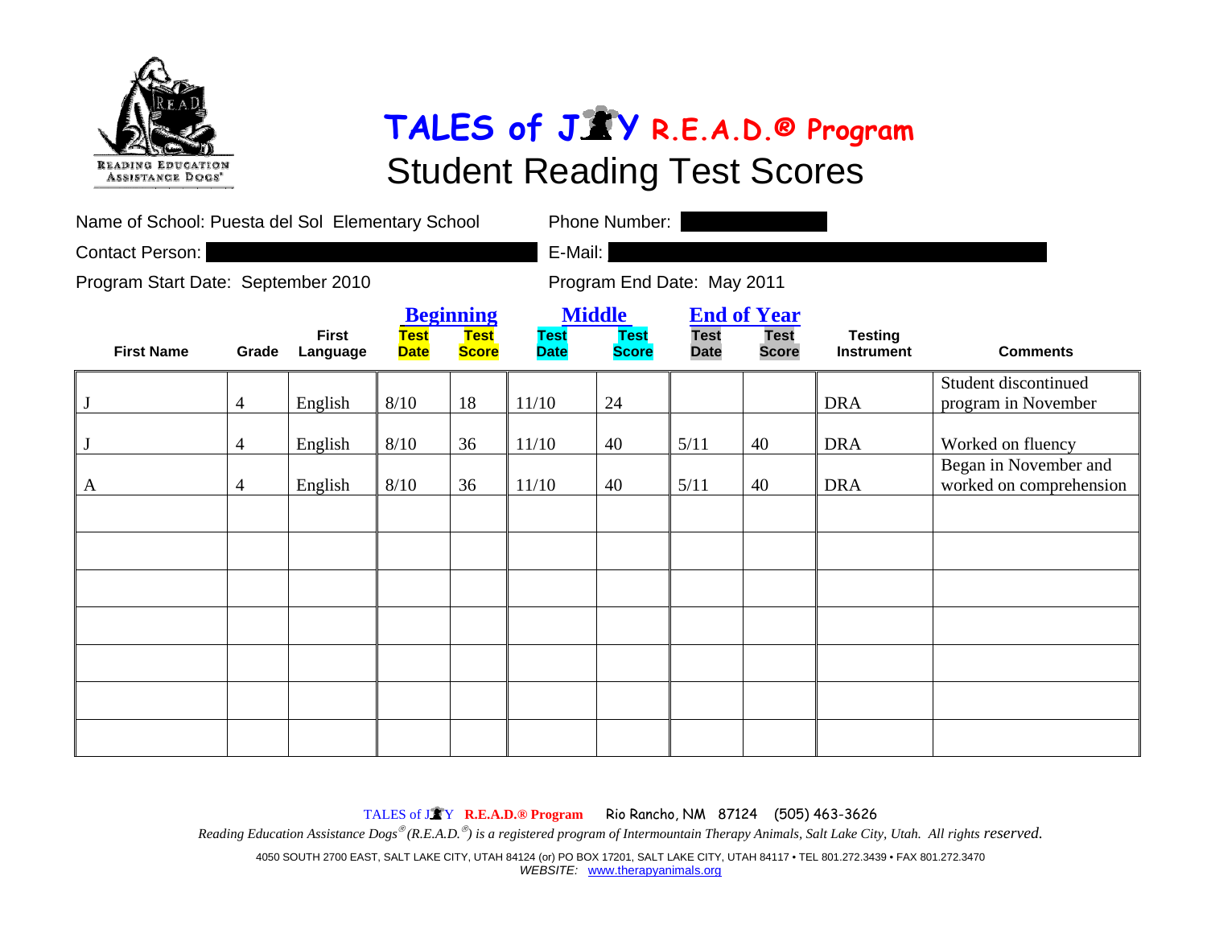# TALES of JOY R.E.A.D.® Program

## Student Reading Test Scores

Name of School: Puesta del Sol Elementary School

Phone Number:

Contact Person:

E-Mail:

Program Start Date: September 2010

Program End Date: May 2011

| First Name | Grade | First Language | Beginning | | Middle | | End of Year | | Testing Instrument | Comments |
|---|---|---|---|---|---|---|---|---|---|---|
| | | | Test Date | Test Score | Test Date | Test Score | Test Date | Test Score | | |
| J | 4 | English | 8/10 | 18 | 11/10 | 24 | | | DRA | Student discontinued program in November |
| J | 4 | English | 8/10 | 36 | 11/10 | 40 | 5/11 | 40 | DRA | Worked on fluency |
| A | 4 | English | 8/10 | 36 | 11/10 | 40 | 5/11 | 40 | DRA | Began in November and worked on comprehension |
| | | | | | | | | | | |
| | | | | | | | | | | |
| | | | | | | | | | | |
| | | | | | | | | | | |
| | | | | | | | | | | |
| | | | | | | | | | | |
| | | | | | | | | | | |

TALES of JOY R.E.A.D.® Program Rio Rancho, NM 87124 (505) 463-3626

*Reading Education Assistance Dogs® (R.E.A.D.®) is a registered program of Intermountain Therapy Animals, Salt Lake City, Utah. All rights reserved.*

4050 SOUTH 2700 EAST, SALT LAKE CITY, UTAH 84124 (or) PO BOX 17201, SALT LAKE CITY, UTAH 84117 • TEL 801.272.3439 • FAX 801.272.3470

*WEBSITE:* www.therapyanimals.org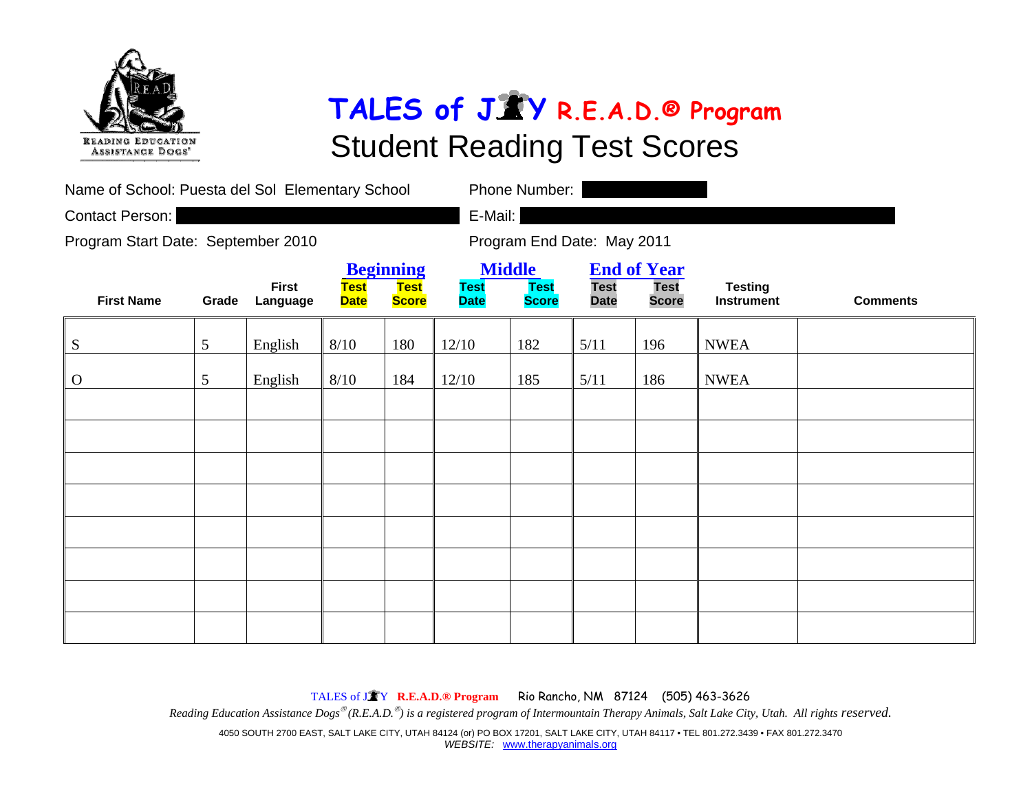# TALES of JOY R.E.A.D.® Program

## Student Reading Test Scores

Name of School: Puesta del Sol Elementary School

Phone Number:

Contact Person:

E-Mail:

Program Start Date: September 2010

Program End Date: May 2011

| | | | Beginning | | Middle | | End of Year | | | |
|---|---|---|---|---|---|---|---|---|---|---|
| **First Name** | **Grade** | **First Language** | **Test Date** | **Test Score** | **Test Date** | **Test Score** | **Test Date** | **Test Score** | **Testing Instrument** | **Comments** |
| S | 5 | English | 8/10 | 180 | 12/10 | 182 | 5/11 | 196 | NWEA | |
| O | 5 | English | 8/10 | 184 | 12/10 | 185 | 5/11 | 186 | NWEA | |
| | | | | | | | | | | |
| | | | | | | | | | | |
| | | | | | | | | | | |
| | | | | | | | | | | |
| | | | | | | | | | | |
| | | | | | | | | | | |
| | | | | | | | | | | |
| | | | | | | | | | | |

TALES of JOY **R.E.A.D.® Program** Rio Rancho, NM 87124 (505) 463-3626

*Reading Education Assistance Dogs® (R.E.A.D.®) is a registered program of Intermountain Therapy Animals, Salt Lake City, Utah. All rights reserved.*

4050 SOUTH 2700 EAST, SALT LAKE CITY, UTAH 84124 (or) PO BOX 17201, SALT LAKE CITY, UTAH 84117 • TEL 801.272.3439 • FAX 801.272.3470

*WEBSITE:* www.therapyanimals.org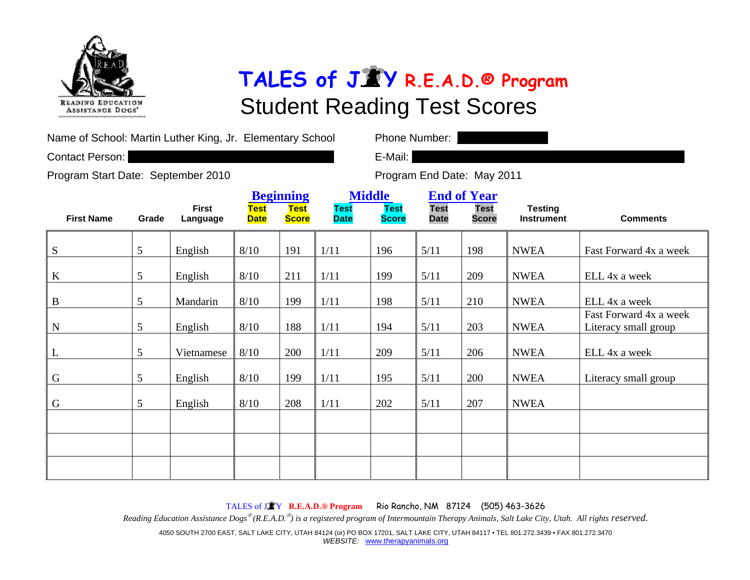# TALES of JOY R.E.A.D.® Program

## Student Reading Test Scores

Name of School: Martin Luther King, Jr. Elementary School

Phone Number:

Contact Person:

E-Mail:

Program Start Date: September 2010

Program End Date: May 2011

| First Name | Grade | First Language | Beginning | | Middle | | End of Year | | Testing Instrument | Comments |
|---|---|---|---|---|---|---|---|---|---|---|
| | | | Test Date | Test Score | Test Date | Test Score | Test Date | Test Score | | |
| S | 5 | English | 8/10 | 191 | 1/11 | 196 | 5/11 | 198 | NWEA | Fast Forward 4x a week |
| K | 5 | English | 8/10 | 211 | 1/11 | 199 | 5/11 | 209 | NWEA | ELL 4x a week |
| B | 5 | Mandarin | 8/10 | 199 | 1/11 | 198 | 5/11 | 210 | NWEA | ELL 4x a week |
| N | 5 | English | 8/10 | 188 | 1/11 | 194 | 5/11 | 203 | NWEA | Fast Forward 4x a week Literacy small group |
| L | 5 | Vietnamese | 8/10 | 200 | 1/11 | 209 | 5/11 | 206 | NWEA | ELL 4x a week |
| G | 5 | English | 8/10 | 199 | 1/11 | 195 | 5/11 | 200 | NWEA | Literacy small group |
| G | 5 | English | 8/10 | 208 | 1/11 | 202 | 5/11 | 207 | NWEA | |
| | | | | | | | | | | |
| | | | | | | | | | | |
| | | | | | | | | | | |

TALES of JOY R.E.A.D.® Program Rio Rancho, NM 87124 (505) 463-3626

*Reading Education Assistance Dogs® (R.E.A.D.®) is a registered program of Intermountain Therapy Animals, Salt Lake City, Utah. All rights reserved.*

4050 SOUTH 2700 EAST, SALT LAKE CITY, UTAH 84124 (or) PO BOX 17201, SALT LAKE CITY, UTAH 84117 • TEL 801.272.3439 • FAX 801.272.3470
*WEBSITE:* www.therapyanimals.org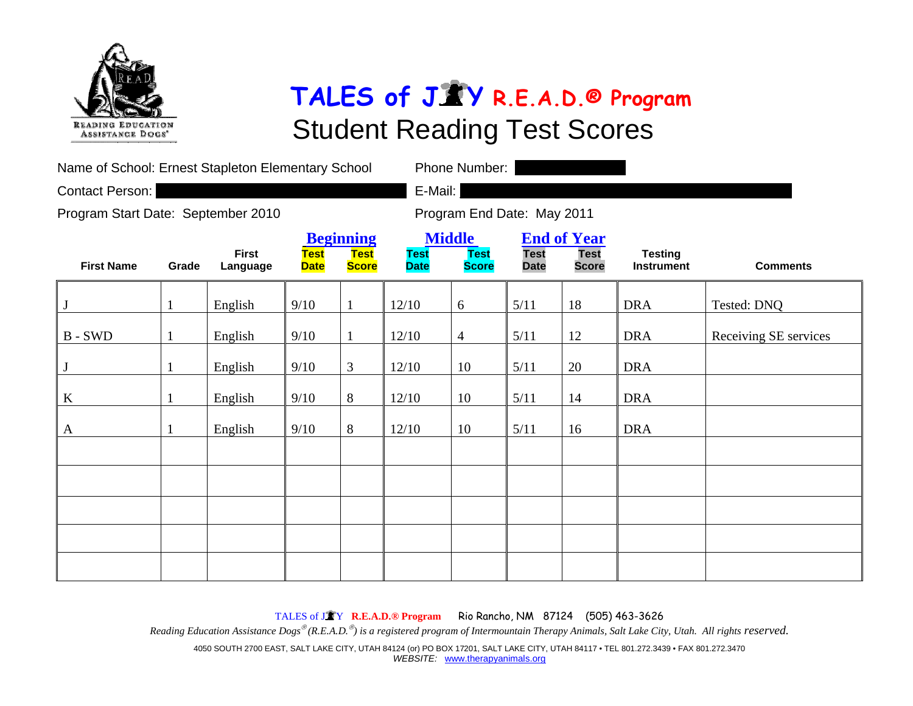# TALES of JOY R.E.A.D.® Program

## Student Reading Test Scores

Name of School: Ernest Stapleton Elementary School

Phone Number:

Contact Person:

E-Mail:

Program Start Date: September 2010

Program End Date: May 2011

| First Name | Grade | First Language | Beginning | | Middle | | End of Year | | Testing Instrument | Comments |
|---|---|---|---|---|---|---|---|---|---|---|
| | | | Test Date | Test Score | Test Date | Test Score | Test Date | Test Score | | |
| J | 1 | English | 9/10 | 1 | 12/10 | 6 | 5/11 | 18 | DRA | Tested: DNQ |
| B - SWD | 1 | English | 9/10 | 1 | 12/10 | 4 | 5/11 | 12 | DRA | Receiving SE services |
| J | 1 | English | 9/10 | 3 | 12/10 | 10 | 5/11 | 20 | DRA | |
| K | 1 | English | 9/10 | 8 | 12/10 | 10 | 5/11 | 14 | DRA | |
| A | 1 | English | 9/10 | 8 | 12/10 | 10 | 5/11 | 16 | DRA | |
| | | | | | | | | | | |
| | | | | | | | | | | |
| | | | | | | | | | | |
| | | | | | | | | | | |
| | | | | | | | | | | |

TALES of JOY R.E.A.D.® Program Rio Rancho, NM 87124 (505) 463-3626

*Reading Education Assistance Dogs® (R.E.A.D.®) is a registered program of Intermountain Therapy Animals, Salt Lake City, Utah. All rights reserved.*

4050 SOUTH 2700 EAST, SALT LAKE CITY, UTAH 84124 (or) PO BOX 17201, SALT LAKE CITY, UTAH 84117 • TEL 801.272.3439 • FAX 801.272.3470

*WEBSITE:* www.therapyanimals.org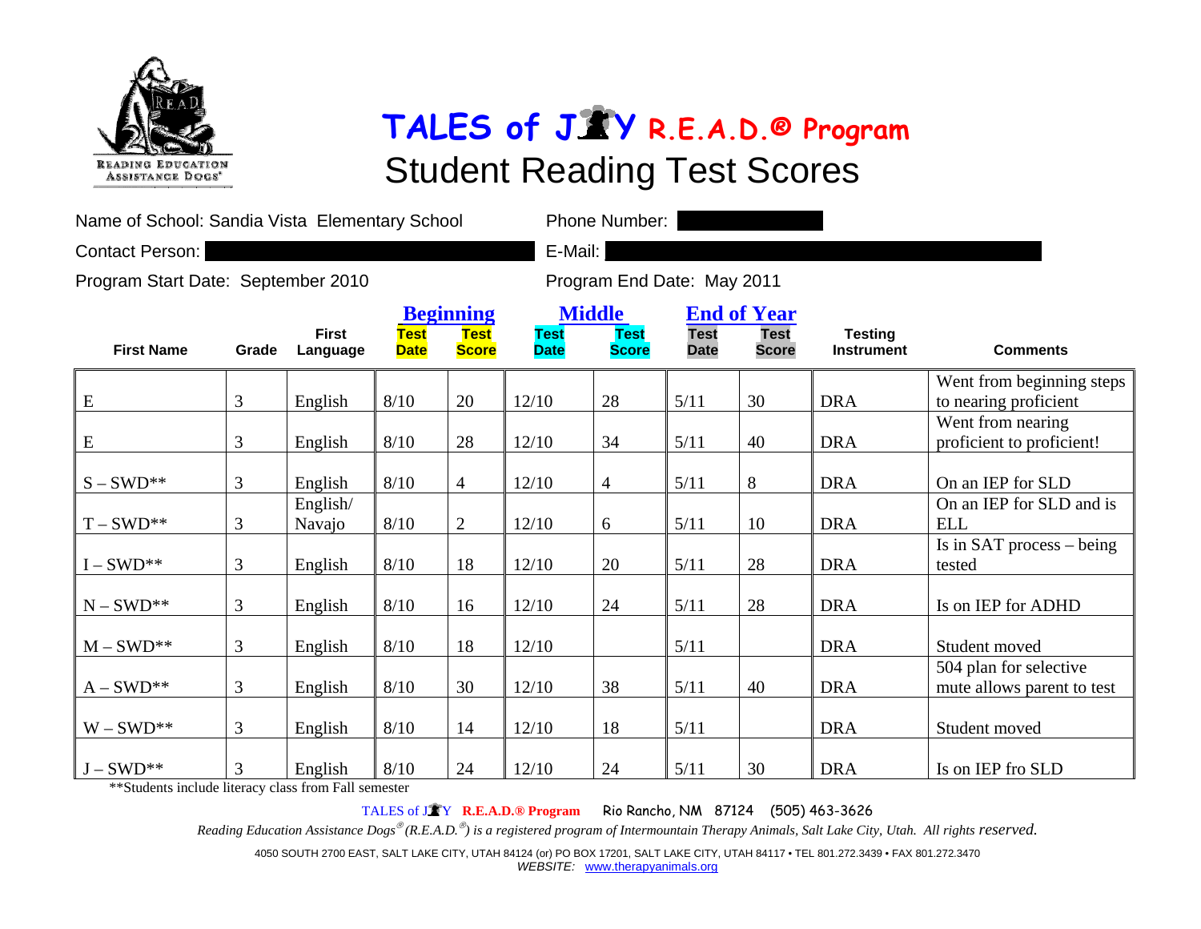# TALES of JOY R.E.A.D.® Program

## Student Reading Test Scores

Name of School: Sandia Vista Elementary School

Phone Number:

Contact Person:

E-Mail:

Program Start Date: September 2010

Program End Date: May 2011

| First Name | Grade | First Language | Beginning Test Date | Beginning Test Score | Middle Test Date | Middle Test Score | End of Year Test Date | End of Year Test Score | Testing Instrument | Comments |
|---|---|---|---|---|---|---|---|---|---|---|
| E | 3 | English | 8/10 | 20 | 12/10 | 28 | 5/11 | 30 | DRA | Went from beginning steps to nearing proficient |
| E | 3 | English | 8/10 | 28 | 12/10 | 34 | 5/11 | 40 | DRA | Went from nearing proficient to proficient! |
| S – SWD** | 3 | English | 8/10 | 4 | 12/10 | 4 | 5/11 | 8 | DRA | On an IEP for SLD |
| T – SWD** | 3 | English/ Navajo | 8/10 | 2 | 12/10 | 6 | 5/11 | 10 | DRA | On an IEP for SLD and is ELL |
| I – SWD** | 3 | English | 8/10 | 18 | 12/10 | 20 | 5/11 | 28 | DRA | Is in SAT process – being tested |
| N – SWD** | 3 | English | 8/10 | 16 | 12/10 | 24 | 5/11 | 28 | DRA | Is on IEP for ADHD |
| M – SWD** | 3 | English | 8/10 | 18 | 12/10 | | 5/11 | | DRA | Student moved |
| A – SWD** | 3 | English | 8/10 | 30 | 12/10 | 38 | 5/11 | 40 | DRA | 504 plan for selective mute allows parent to test |
| W – SWD** | 3 | English | 8/10 | 14 | 12/10 | 18 | 5/11 | | DRA | Student moved |
| J – SWD** | 3 | English | 8/10 | 24 | 12/10 | 24 | 5/11 | 30 | DRA | Is on IEP fro SLD |

**Students include literacy class from Fall semester

TALES of JOY **R.E.A.D.® Program** Rio Rancho, NM 87124 (505) 463-3626

*Reading Education Assistance Dogs® (R.E.A.D.®) is a registered program of Intermountain Therapy Animals, Salt Lake City, Utah. All rights reserved.*

4050 SOUTH 2700 EAST, SALT LAKE CITY, UTAH 84124 (or) PO BOX 17201, SALT LAKE CITY, UTAH 84117 • TEL 801.272.3439 • FAX 801.272.3470

*WEBSITE:* www.therapyanimals.org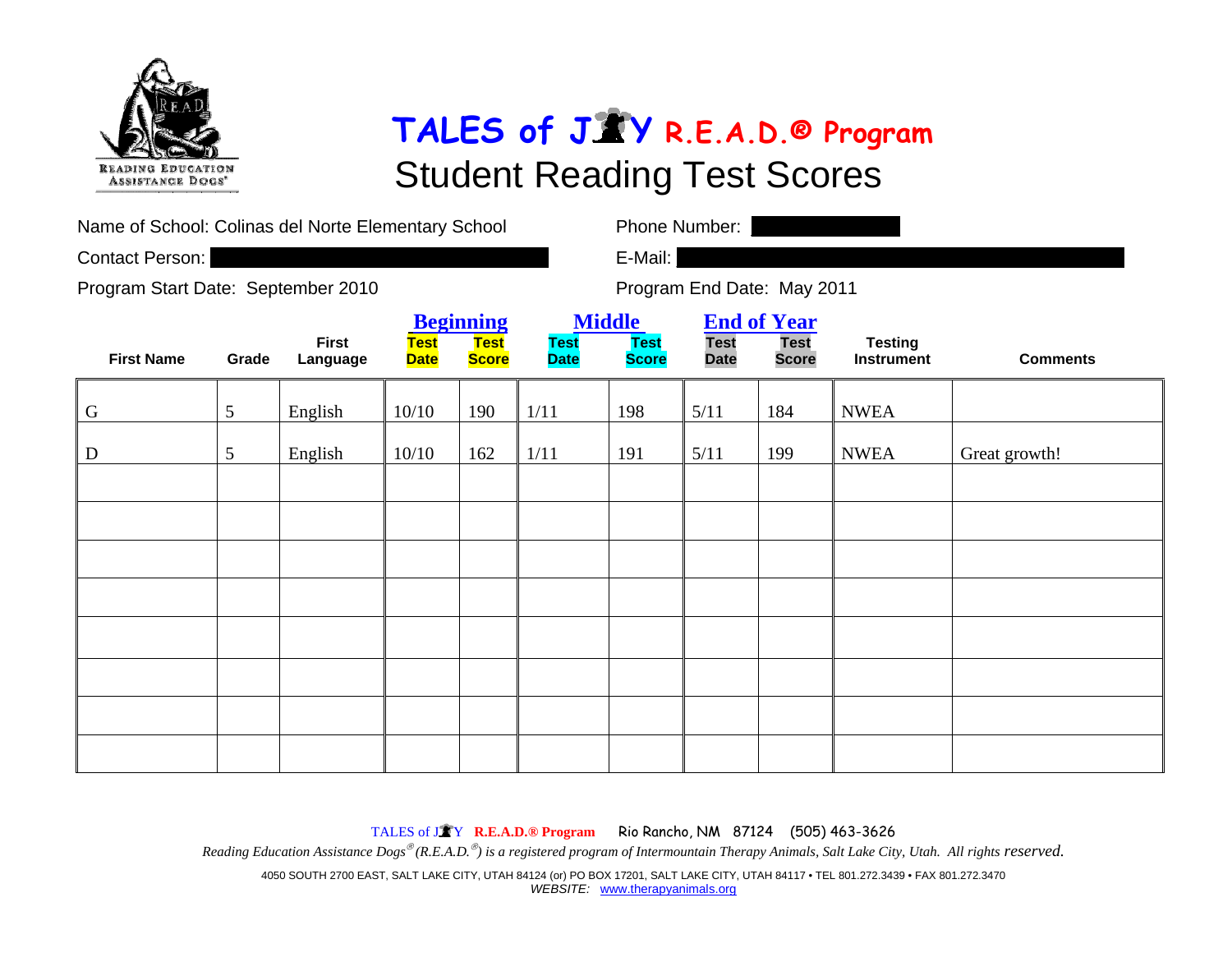# TALES of JOY R.E.A.D.® Program

## Student Reading Test Scores

Name of School: Colinas del Norte Elementary School

Phone Number:

Contact Person:

E-Mail:

Program Start Date: September 2010

Program End Date: May 2011

| First Name | Grade | First Language | Beginning | | Middle | | End of Year | | Testing Instrument | Comments |
|---|---|---|---|---|---|---|---|---|---|---|
| | | | Test Date | Test Score | Test Date | Test Score | Test Date | Test Score | | |
| G | 5 | English | 10/10 | 190 | 1/11 | 198 | 5/11 | 184 | NWEA | |
| D | 5 | English | 10/10 | 162 | 1/11 | 191 | 5/11 | 199 | NWEA | Great growth! |
| | | | | | | | | | | |
| | | | | | | | | | | |
| | | | | | | | | | | |
| | | | | | | | | | | |
| | | | | | | | | | | |
| | | | | | | | | | | |
| | | | | | | | | | | |
| | | | | | | | | | | |

TALES of JOY **R.E.A.D.® Program** Rio Rancho, NM 87124 (505) 463-3626

*Reading Education Assistance Dogs® (R.E.A.D.®) is a registered program of Intermountain Therapy Animals, Salt Lake City, Utah. All rights reserved.*

4050 SOUTH 2700 EAST, SALT LAKE CITY, UTAH 84124 (or) PO BOX 17201, SALT LAKE CITY, UTAH 84117 • TEL 801.272.3439 • FAX 801.272.3470

*WEBSITE:* www.therapyanimals.org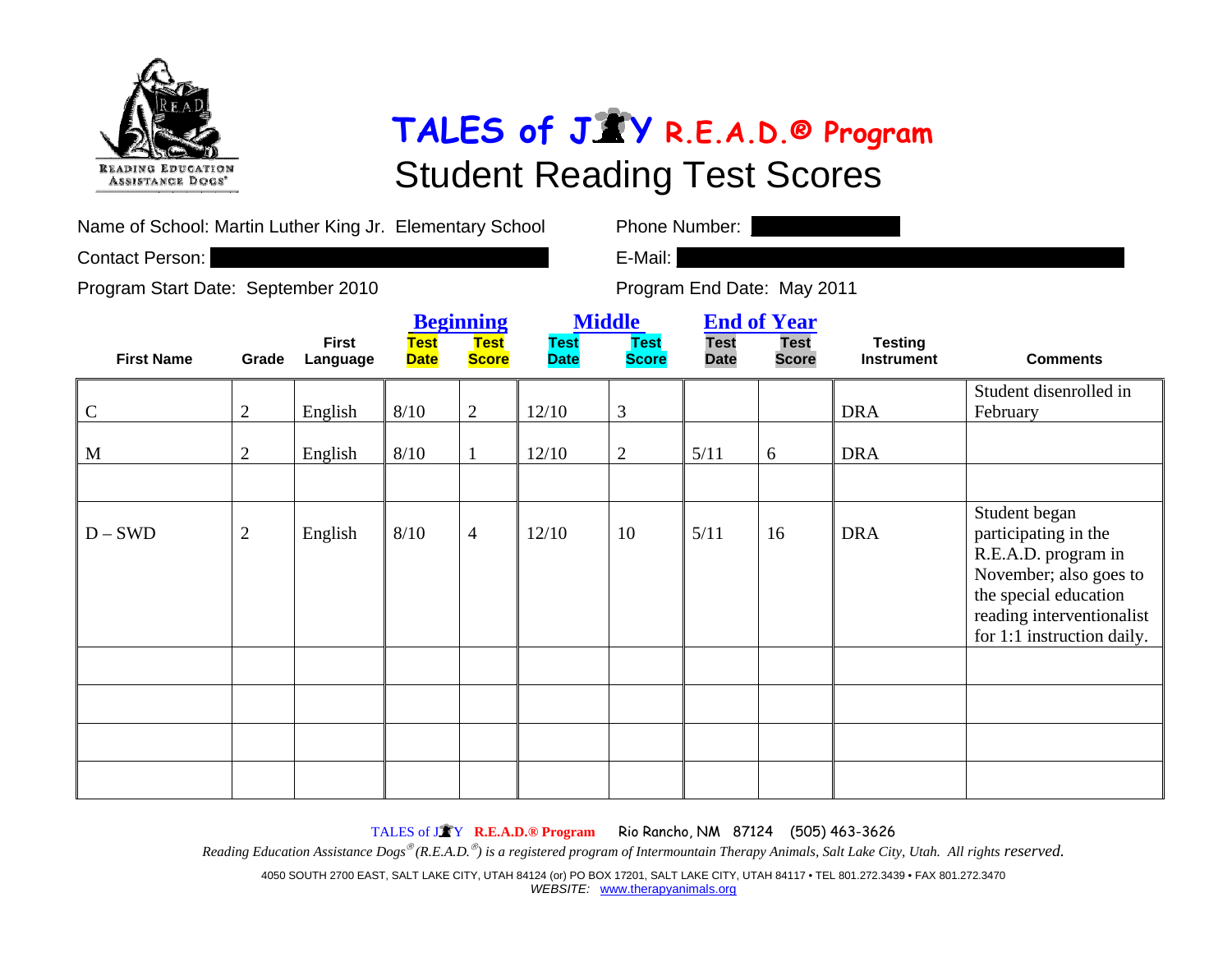# TALES of JOY R.E.A.D.® Program

## Student Reading Test Scores

Name of School: Martin Luther King Jr. Elementary School

Phone Number:

Contact Person:

E-Mail:

Program Start Date: September 2010

Program End Date: May 2011

| First Name | Grade | First Language | Beginning | | Middle | | End of Year | | Testing Instrument | Comments |
|---|---|---|---|---|---|---|---|---|---|---|
| | | | Test Date | Test Score | Test Date | Test Score | Test Date | Test Score | | |
| C | 2 | English | 8/10 | 2 | 12/10 | 3 | | | DRA | Student disenrolled in February |
| M | 2 | English | 8/10 | 1 | 12/10 | 2 | 5/11 | 6 | DRA | |
| | | | | | | | | | | |
| D – SWD | 2 | English | 8/10 | 4 | 12/10 | 10 | 5/11 | 16 | DRA | Student began participating in the R.E.A.D. program in November; also goes to the special education reading interventionalist for 1:1 instruction daily. |
| | | | | | | | | | | |
| | | | | | | | | | | |
| | | | | | | | | | | |
| | | | | | | | | | | |

TALES of JOY R.E.A.D.® Program Rio Rancho, NM 87124 (505) 463-3626

*Reading Education Assistance Dogs® (R.E.A.D.®) is a registered program of Intermountain Therapy Animals, Salt Lake City, Utah. All rights reserved.*

4050 SOUTH 2700 EAST, SALT LAKE CITY, UTAH 84124 (or) PO BOX 17201, SALT LAKE CITY, UTAH 84117 • TEL 801.272.3439 • FAX 801.272.3470
*WEBSITE:* www.therapyanimals.org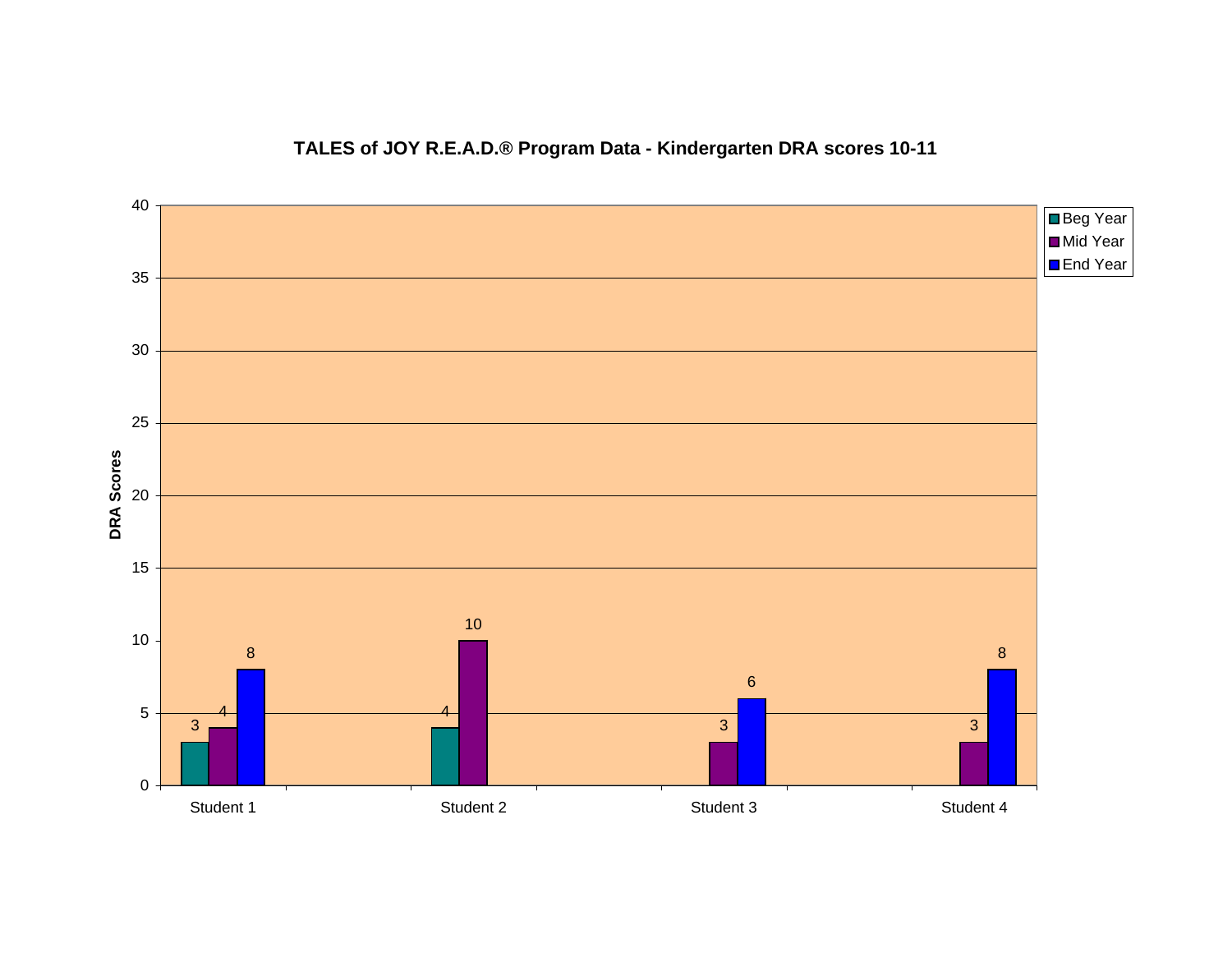**TALES of JOY R.E.A.D.® Program Data - Kindergarten DRA scores 10-11**

| | Beg Year | Mid Year | End Year |
|---|---|---|---|
| Student 1 | 3 | 4 | 8 |
| Student 2 | 4 | 10 | |
| Student 3 | | 3 | 6 |
| Student 4 | | 3 | 8 |

DRA Scores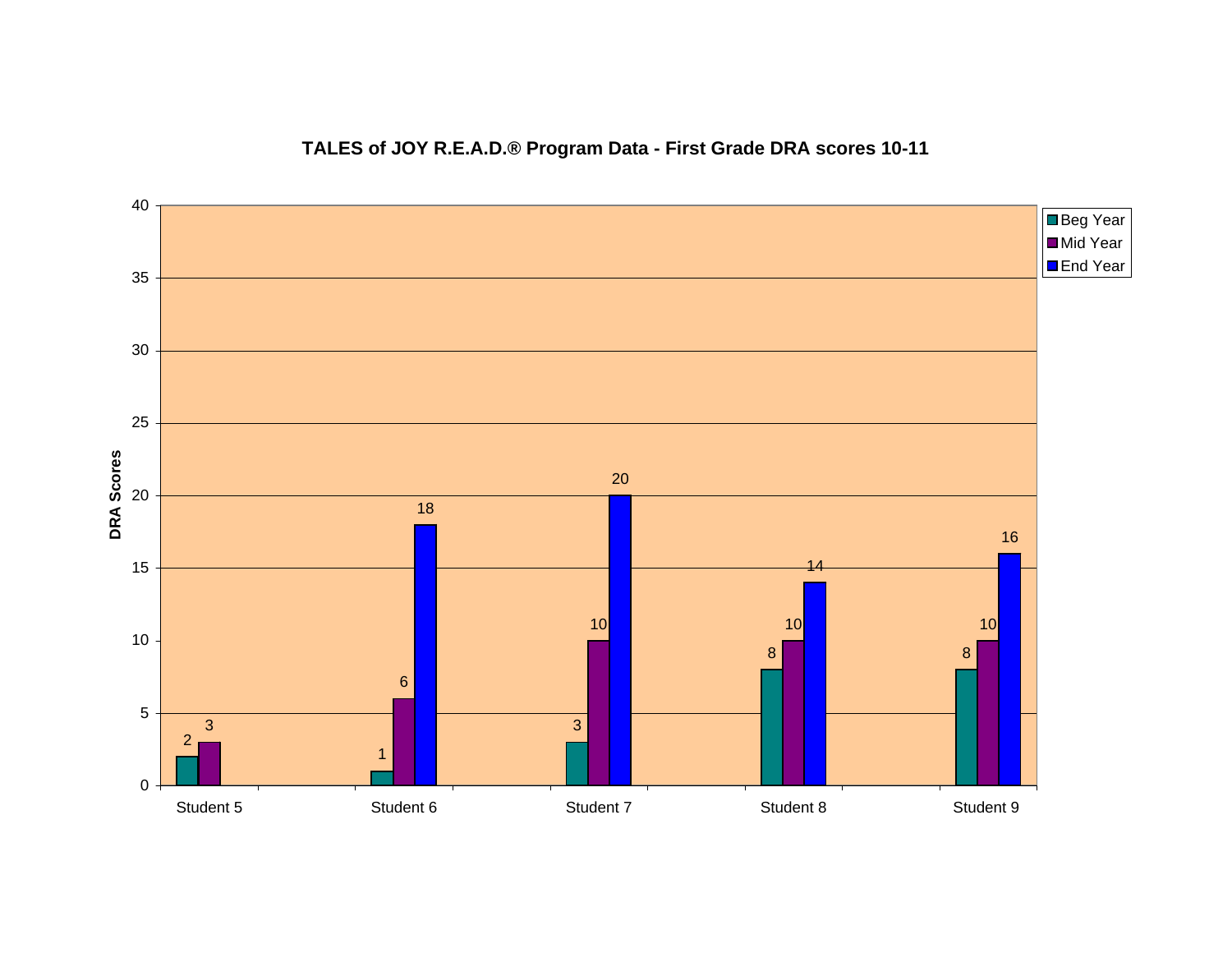**TALES of JOY R.E.A.D.® Program Data - First Grade DRA scores 10-11**

| | Beg Year | Mid Year | End Year |
| --- | --- | --- | --- |
| Student 5 | 2 | 3 | |
| Student 6 | 1 | 6 | 18 |
| Student 7 | 3 | 10 | 20 |
| Student 8 | 8 | 10 | 14 |
| Student 9 | 8 | 10 | 16 |

DRA Scores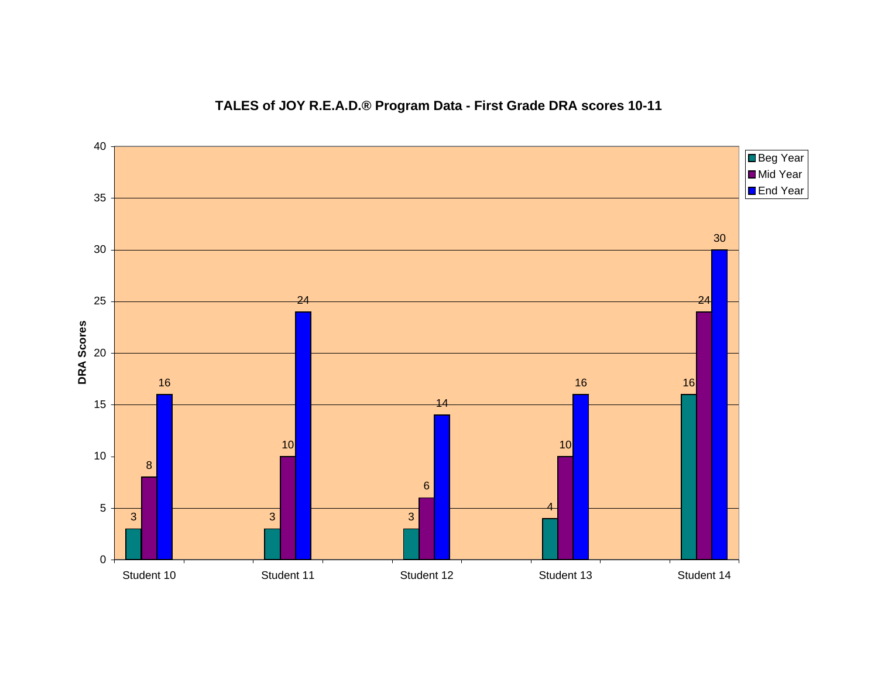## TALES of JOY R.E.A.D.® Program Data - First Grade DRA scores 10-11

| | Beg Year | Mid Year | End Year |
|---|---|---|---|
| Student 10 | 3 | 8 | 16 |
| Student 11 | 3 | 10 | 24 |
| Student 12 | 3 | 6 | 14 |
| Student 13 | 4 | 10 | 16 |
| Student 14 | 16 | 24 | 30 |

DRA Scores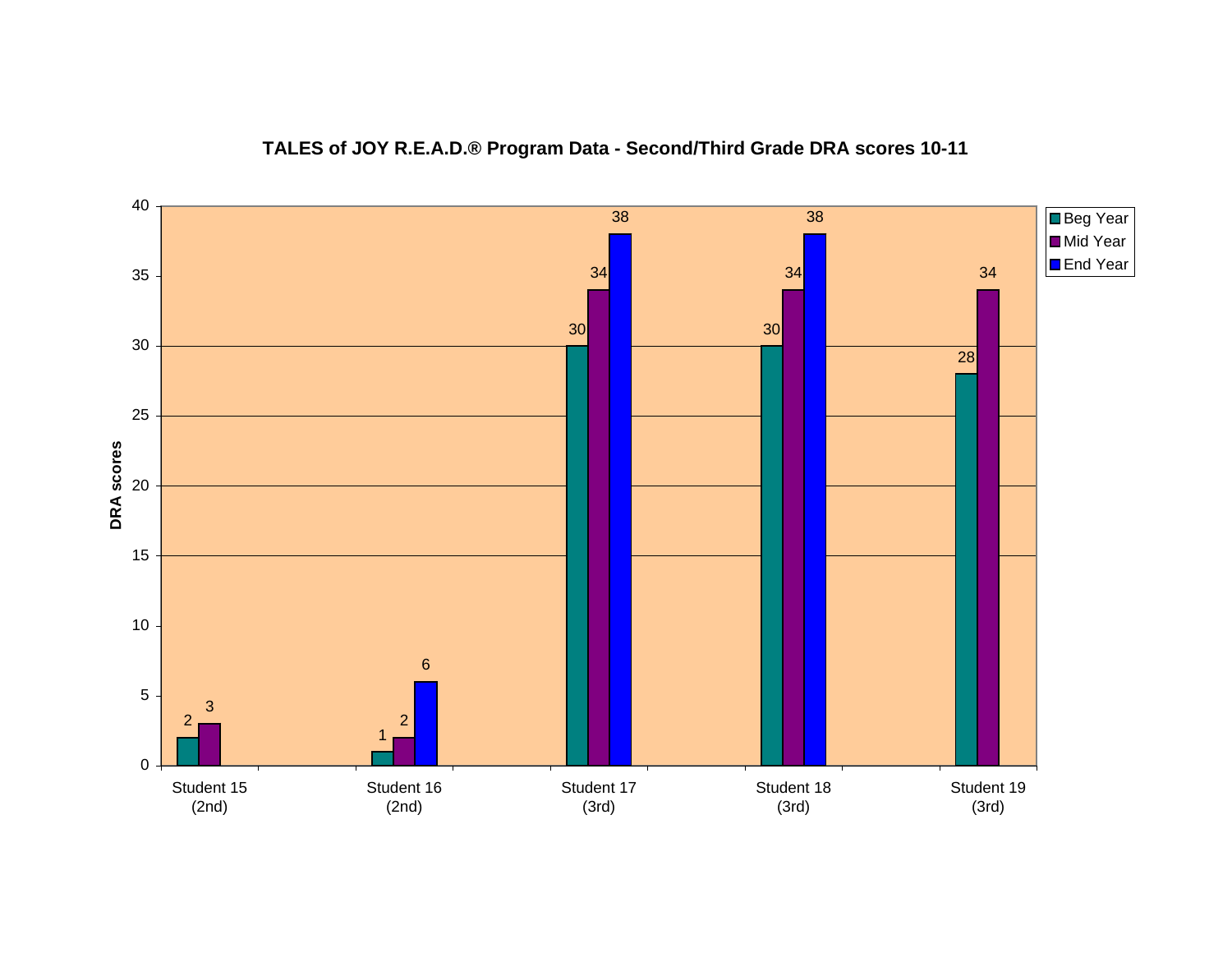**TALES of JOY R.E.A.D.® Program Data - Second/Third Grade DRA scores 10-11**

| Student | Beg Year | Mid Year | End Year |
|---|---|---|---|
| Student 15 (2nd) | 2 | 3 | |
| Student 16 (2nd) | 1 | 2 | 6 |
| Student 17 (3rd) | 30 | 34 | 38 |
| Student 18 (3rd) | 30 | 34 | 38 |
| Student 19 (3rd) | 28 | 34 | |

Y-axis: DRA scores (0–40)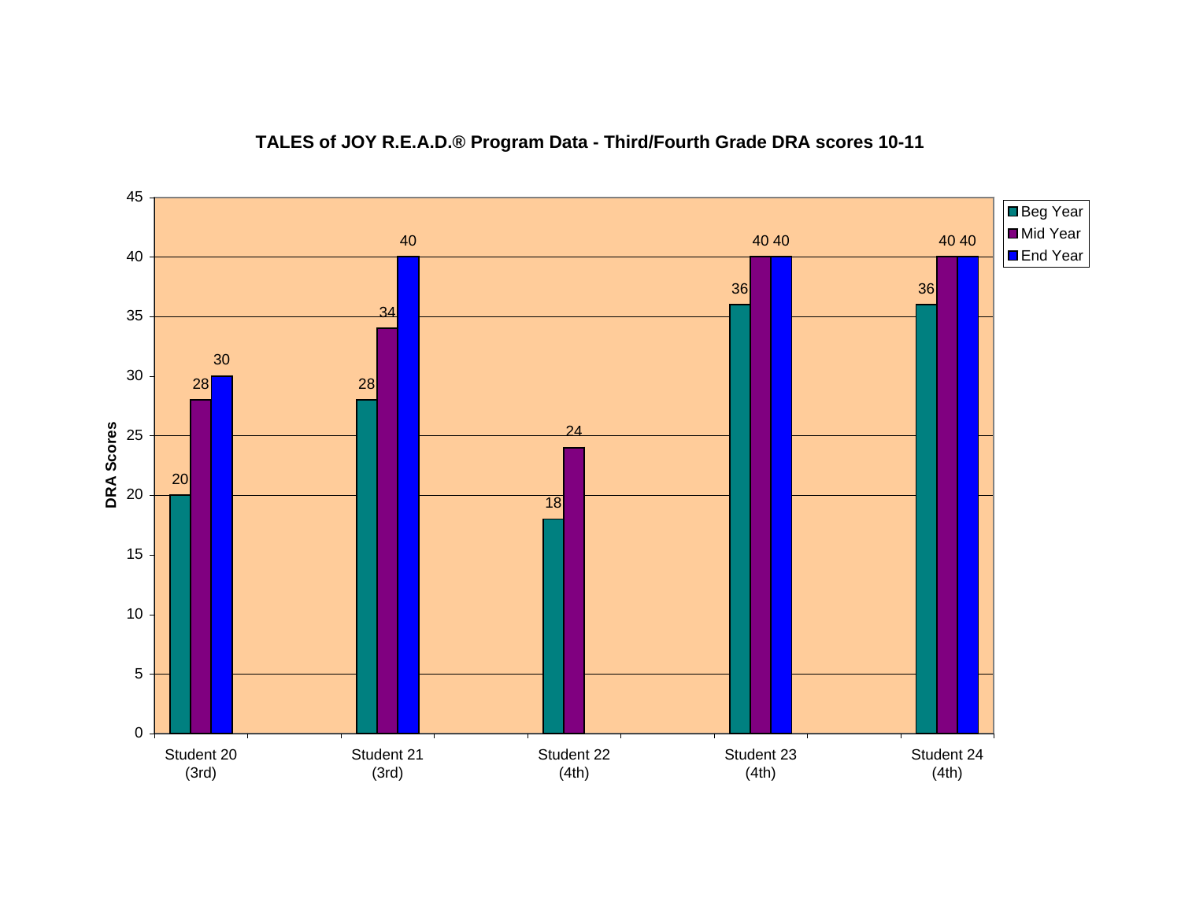## TALES of JOY R.E.A.D.® Program Data - Third/Fourth Grade DRA scores 10-11

| DRA Scores | Beg Year | Mid Year | End Year |
|---|---|---|---|
| Student 20 (3rd) | 20 | 28 | 30 |
| Student 21 (3rd) | 28 | 34 | 40 |
| Student 22 (4th) | 18 | 24 | |
| Student 23 (4th) | 36 | 40 | 40 |
| Student 24 (4th) | 36 | 40 | 40 |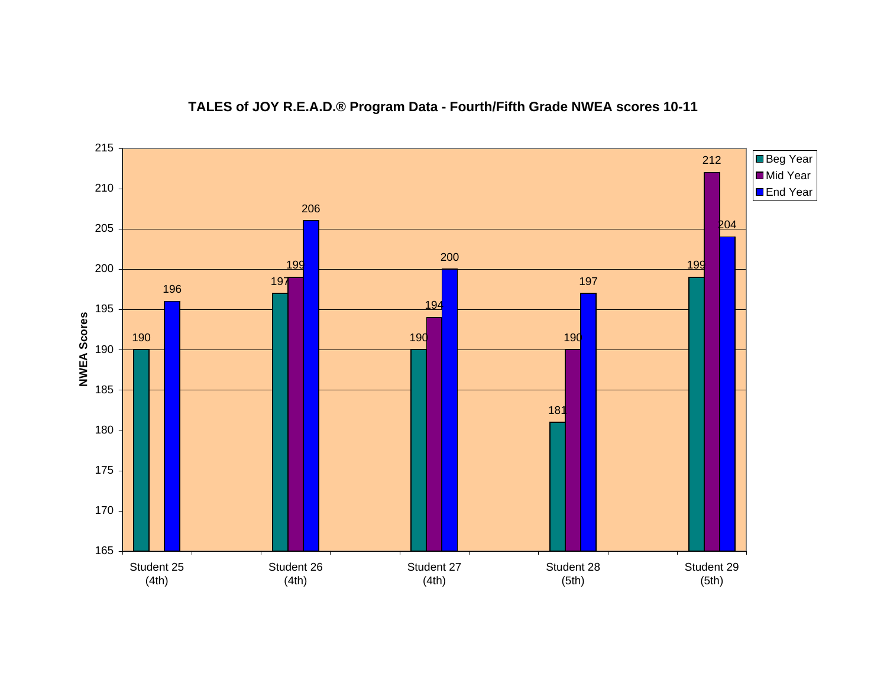## TALES of JOY R.E.A.D.® Program Data - Fourth/Fifth Grade NWEA scores 10-11

| NWEA Scores | Beg Year | Mid Year | End Year |
|---|---|---|---|
| Student 25 (4th) | 190 | | 196 |
| Student 26 (4th) | 197 | 199 | 206 |
| Student 27 (4th) | 190 | 194 | 200 |
| Student 28 (5th) | 181 | 190 | 197 |
| Student 29 (5th) | 199 | 212 | 204 |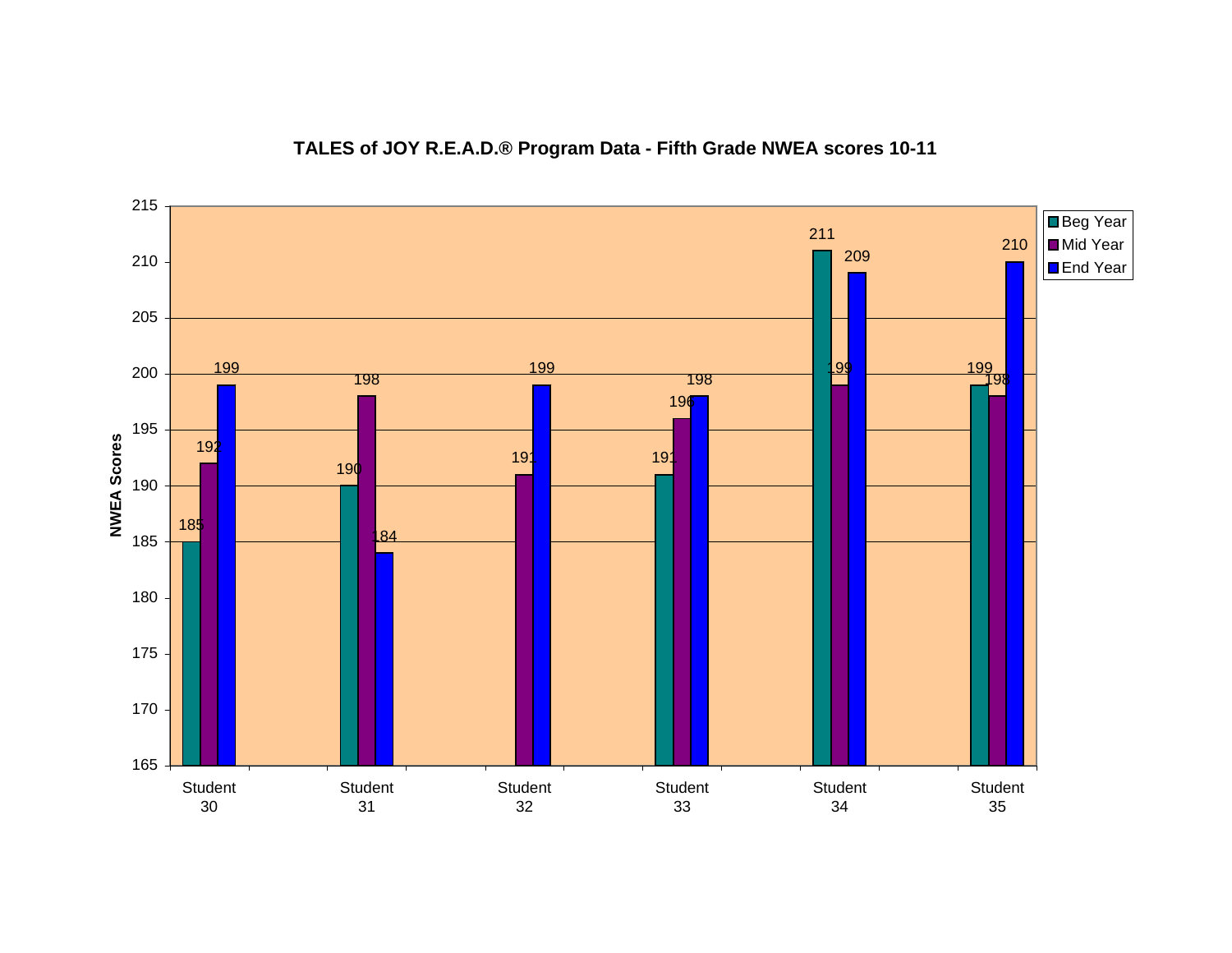**TALES of JOY R.E.A.D.® Program Data - Fifth Grade NWEA scores 10-11**

NWEA Scores

| | Beg Year | Mid Year | End Year |
|---|---|---|---|
| Student 30 | 185 | 192 | 199 |
| Student 31 | 190 | 198 | 184 |
| Student 32 | | 191 | 199 |
| Student 33 | 191 | 196 | 198 |
| Student 34 | 211 | 199 | 209 |
| Student 35 | 199 | 198 | 210 |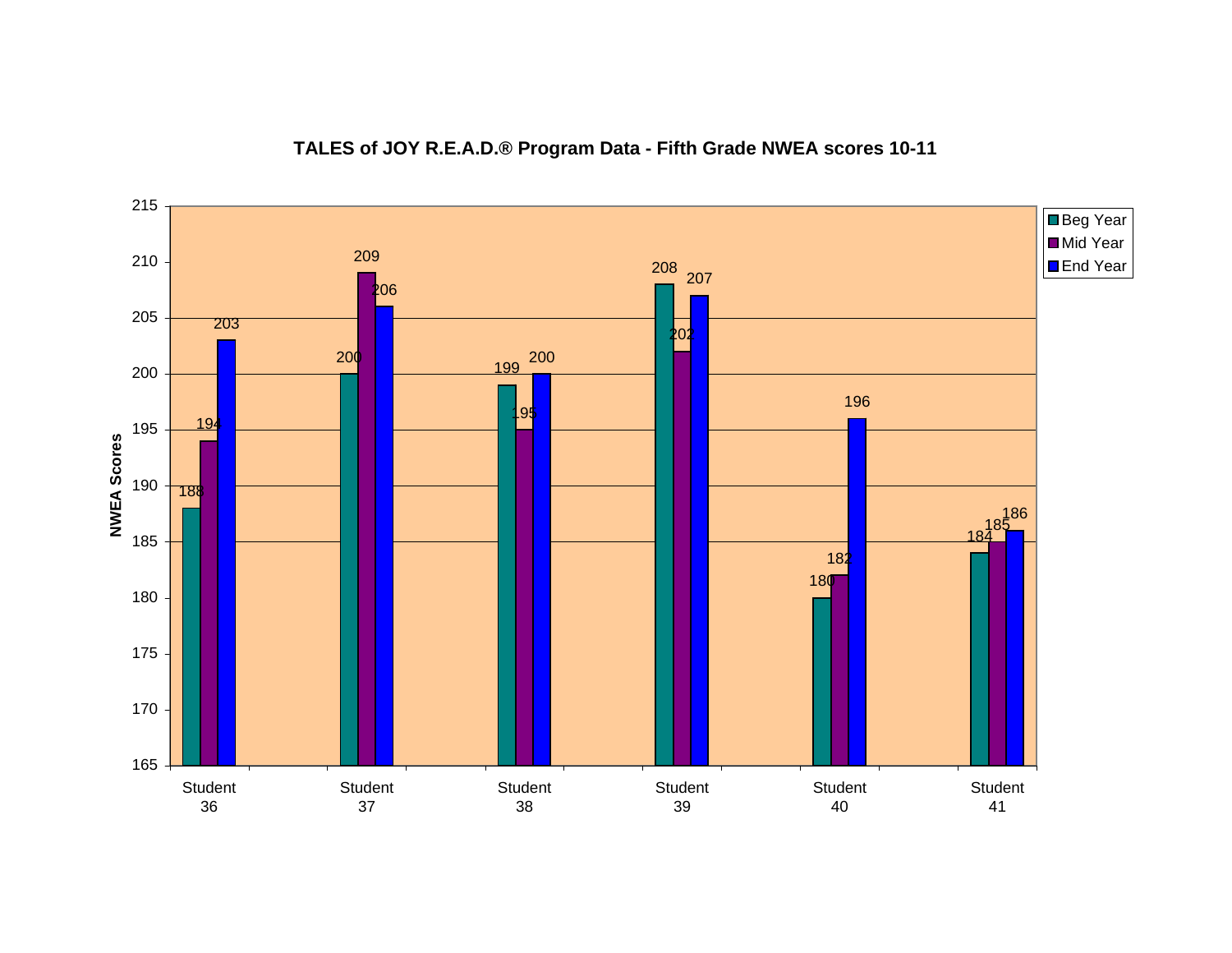**TALES of JOY R.E.A.D.® Program Data - Fifth Grade NWEA scores 10-11**

| NWEA Scores | Beg Year | Mid Year | End Year |
|---|---|---|---|
| Student 36 | 188 | 194 | 203 |
| Student 37 | 200 | 209 | 206 |
| Student 38 | 199 | 195 | 200 |
| Student 39 | 208 | 202 | 207 |
| Student 40 | 180 | 182 | 196 |
| Student 41 | 184 | 185 | 186 |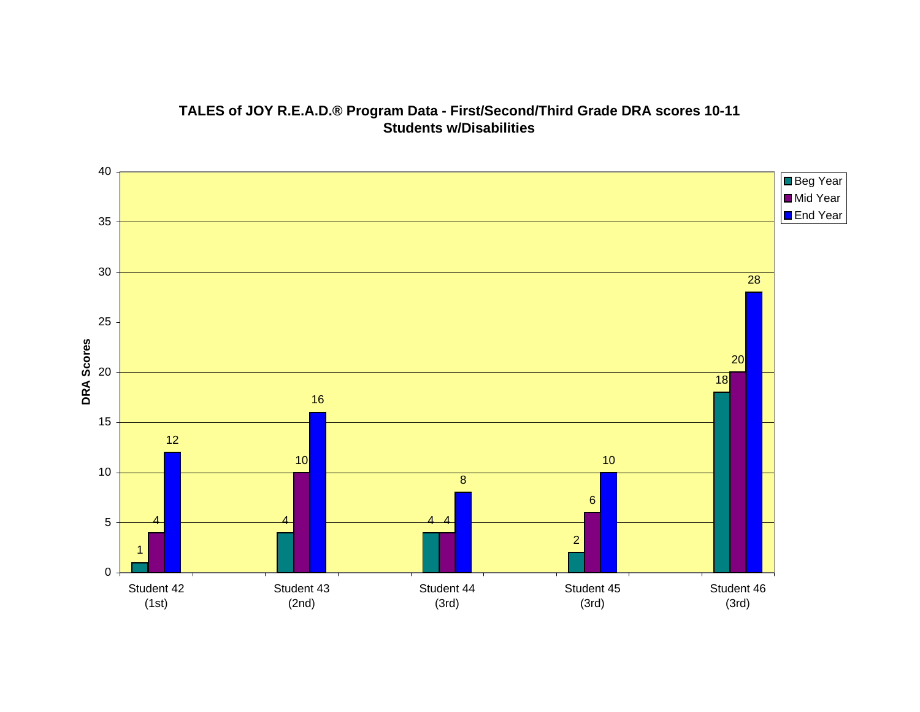**TALES of JOY R.E.A.D.® Program Data - First/Second/Third Grade DRA scores 10-11**
**Students w/Disabilities**

| DRA Scores | Beg Year | Mid Year | End Year |
|---|---|---|---|
| Student 42 (1st) | 1 | 4 | 12 |
| Student 43 (2nd) | 4 | 10 | 16 |
| Student 44 (3rd) | 4 | 4 | 8 |
| Student 45 (3rd) | 2 | 6 | 10 |
| Student 46 (3rd) | 18 | 20 | 28 |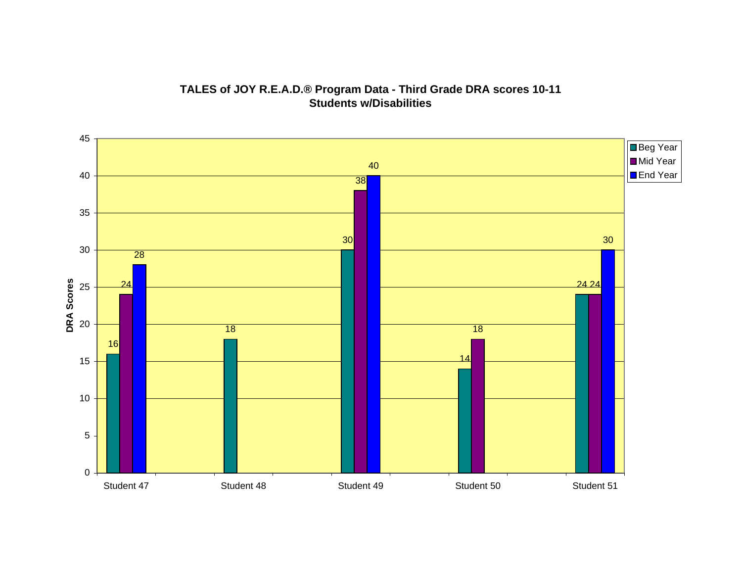**TALES of JOY R.E.A.D.® Program Data - Third Grade DRA scores 10-11**
**Students w/Disabilities**

| | Beg Year | Mid Year | End Year |
|---|---|---|---|
| Student 47 | 16 | 24 | 28 |
| Student 48 | 18 | | |
| Student 49 | 30 | 38 | 40 |
| Student 50 | 14 | 18 | |
| Student 51 | 24 | 24 | 30 |

Y-axis: DRA Scores (0–45)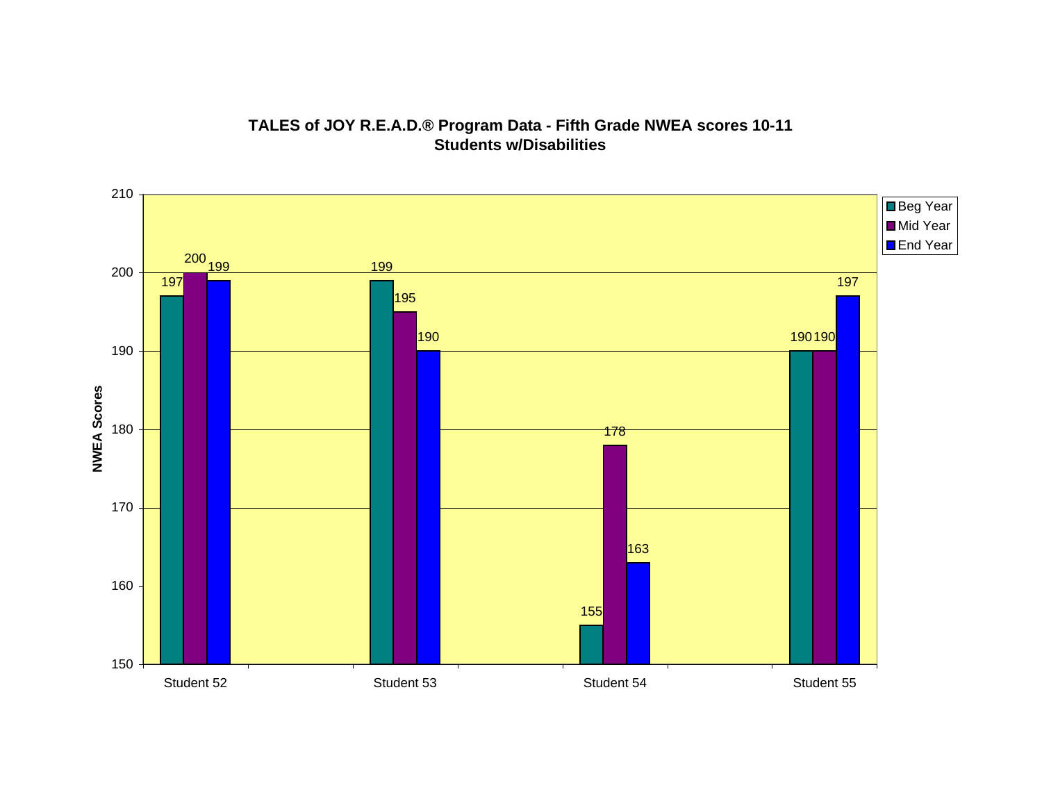**TALES of JOY R.E.A.D.® Program Data - Fifth Grade NWEA scores 10-11**
**Students w/Disabilities**

NWEA Scores

210
200
190
180
170
160
150

Beg Year
Mid Year
End Year

197
200
199
199
195
190
155
178
163
190
190
197

Student 52
Student 53
Student 54
Student 55